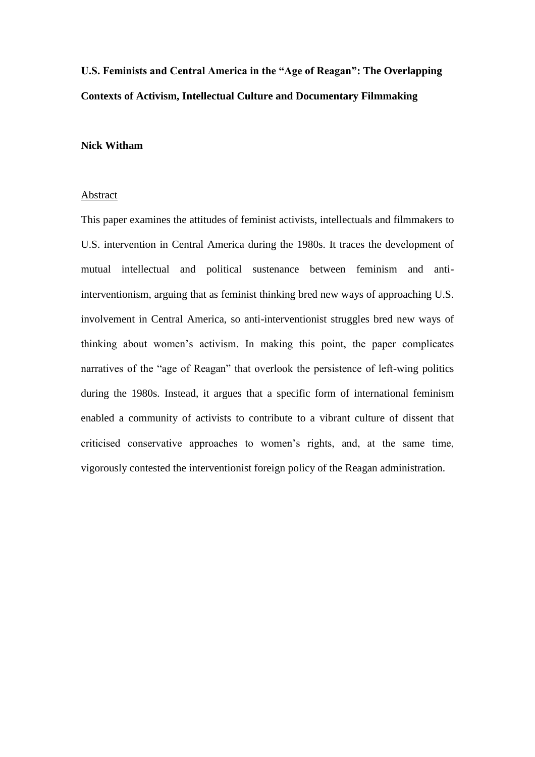# U.S. Feminists and Central America in the "Age of Reagan": The Overlapping Contexts of Activism, Intellectual Culture and Documentary Filmmaking

**Nick Witham**

## Abstract

This paper examines the attitudes of feminist activists, intellectuals and filmmakers to U.S. intervention in Central America during the 1980s. It traces the development of mutual intellectual and political sustenance between feminism and anti-interventionism, arguing that as feminist thinking bred new ways of approaching U.S. involvement in Central America, so anti-interventionist struggles bred new ways of thinking about women's activism. In making this point, the paper complicates narratives of the "age of Reagan" that overlook the persistence of left-wing politics during the 1980s. Instead, it argues that a specific form of international feminism enabled a community of activists to contribute to a vibrant culture of dissent that criticised conservative approaches to women's rights, and, at the same time, vigorously contested the interventionist foreign policy of the Reagan administration.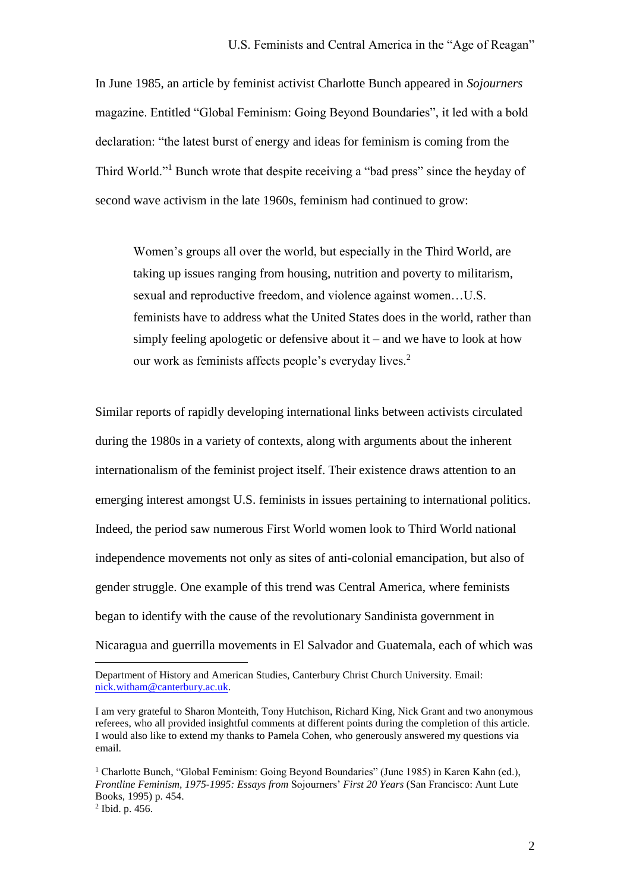In June 1985, an article by feminist activist Charlotte Bunch appeared in *Sojourners* magazine. Entitled "Global Feminism: Going Beyond Boundaries", it led with a bold declaration: "the latest burst of energy and ideas for feminism is coming from the Third World."[1] Bunch wrote that despite receiving a "bad press" since the heyday of second wave activism in the late 1960s, feminism had continued to grow:

> Women's groups all over the world, but especially in the Third World, are taking up issues ranging from housing, nutrition and poverty to militarism, sexual and reproductive freedom, and violence against women…U.S. feminists have to address what the United States does in the world, rather than simply feeling apologetic or defensive about it – and we have to look at how our work as feminists affects people's everyday lives.[2]

Similar reports of rapidly developing international links between activists circulated during the 1980s in a variety of contexts, along with arguments about the inherent internationalism of the feminist project itself. Their existence draws attention to an emerging interest amongst U.S. feminists in issues pertaining to international politics. Indeed, the period saw numerous First World women look to Third World national independence movements not only as sites of anti-colonial emancipation, but also of gender struggle. One example of this trend was Central America, where feminists began to identify with the cause of the revolutionary Sandinista government in Nicaragua and guerrilla movements in El Salvador and Guatemala, each of which was

---

Department of History and American Studies, Canterbury Christ Church University. Email: nick.witham@canterbury.ac.uk.

I am very grateful to Sharon Monteith, Tony Hutchison, Richard King, Nick Grant and two anonymous referees, who all provided insightful comments at different points during the completion of this article. I would also like to extend my thanks to Pamela Cohen, who generously answered my questions via email.

[1] Charlotte Bunch, "Global Feminism: Going Beyond Boundaries" (June 1985) in Karen Kahn (ed.), *Frontline Feminism, 1975-1995: Essays from* Sojourners' *First 20 Years* (San Francisco: Aunt Lute Books, 1995) p. 454.

[2] Ibid. p. 456.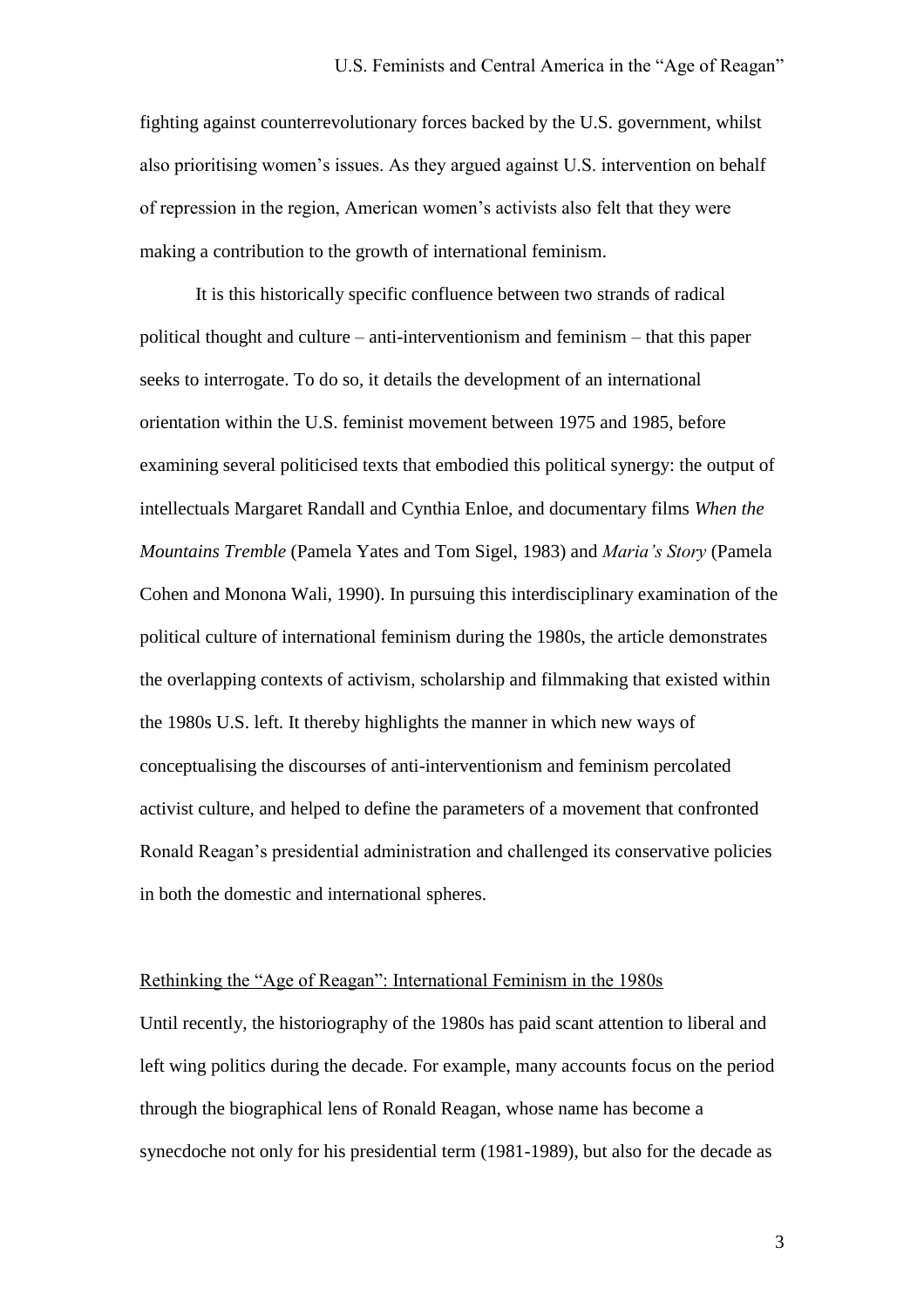fighting against counterrevolutionary forces backed by the U.S. government, whilst also prioritising women's issues. As they argued against U.S. intervention on behalf of repression in the region, American women's activists also felt that they were making a contribution to the growth of international feminism.

It is this historically specific confluence between two strands of radical political thought and culture – anti-interventionism and feminism – that this paper seeks to interrogate. To do so, it details the development of an international orientation within the U.S. feminist movement between 1975 and 1985, before examining several politicised texts that embodied this political synergy: the output of intellectuals Margaret Randall and Cynthia Enloe, and documentary films *When the Mountains Tremble* (Pamela Yates and Tom Sigel, 1983) and *Maria's Story* (Pamela Cohen and Monona Wali, 1990). In pursuing this interdisciplinary examination of the political culture of international feminism during the 1980s, the article demonstrates the overlapping contexts of activism, scholarship and filmmaking that existed within the 1980s U.S. left. It thereby highlights the manner in which new ways of conceptualising the discourses of anti-interventionism and feminism percolated activist culture, and helped to define the parameters of a movement that confronted Ronald Reagan's presidential administration and challenged its conservative policies in both the domestic and international spheres.

## Rethinking the "Age of Reagan": International Feminism in the 1980s

Until recently, the historiography of the 1980s has paid scant attention to liberal and left wing politics during the decade. For example, many accounts focus on the period through the biographical lens of Ronald Reagan, whose name has become a synecdoche not only for his presidential term (1981-1989), but also for the decade as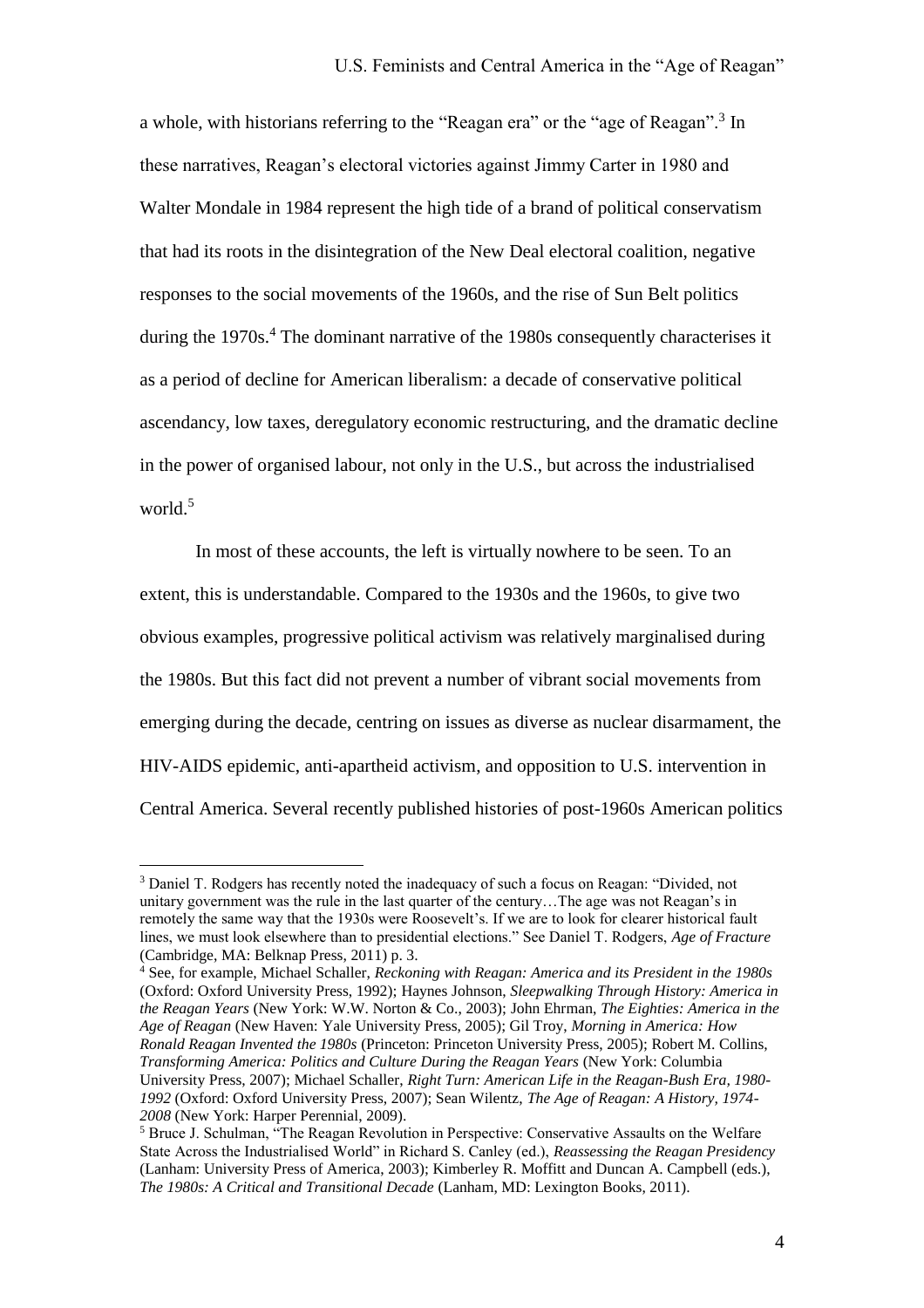a whole, with historians referring to the "Reagan era" or the "age of Reagan".[3] In these narratives, Reagan's electoral victories against Jimmy Carter in 1980 and Walter Mondale in 1984 represent the high tide of a brand of political conservatism that had its roots in the disintegration of the New Deal electoral coalition, negative responses to the social movements of the 1960s, and the rise of Sun Belt politics during the 1970s.[4] The dominant narrative of the 1980s consequently characterises it as a period of decline for American liberalism: a decade of conservative political ascendancy, low taxes, deregulatory economic restructuring, and the dramatic decline in the power of organised labour, not only in the U.S., but across the industrialised world.[5]

In most of these accounts, the left is virtually nowhere to be seen. To an extent, this is understandable. Compared to the 1930s and the 1960s, to give two obvious examples, progressive political activism was relatively marginalised during the 1980s. But this fact did not prevent a number of vibrant social movements from emerging during the decade, centring on issues as diverse as nuclear disarmament, the HIV-AIDS epidemic, anti-apartheid activism, and opposition to U.S. intervention in Central America. Several recently published histories of post-1960s American politics

---

[3] Daniel T. Rodgers has recently noted the inadequacy of such a focus on Reagan: "Divided, not unitary government was the rule in the last quarter of the century…The age was not Reagan's in remotely the same way that the 1930s were Roosevelt's. If we are to look for clearer historical fault lines, we must look elsewhere than to presidential elections." See Daniel T. Rodgers, *Age of Fracture* (Cambridge, MA: Belknap Press, 2011) p. 3.

[4] See, for example, Michael Schaller, *Reckoning with Reagan: America and its President in the 1980s* (Oxford: Oxford University Press, 1992); Haynes Johnson, *Sleepwalking Through History: America in the Reagan Years* (New York: W.W. Norton & Co., 2003); John Ehrman, *The Eighties: America in the Age of Reagan* (New Haven: Yale University Press, 2005); Gil Troy, *Morning in America: How Ronald Reagan Invented the 1980s* (Princeton: Princeton University Press, 2005); Robert M. Collins, *Transforming America: Politics and Culture During the Reagan Years* (New York: Columbia University Press, 2007); Michael Schaller, *Right Turn: American Life in the Reagan-Bush Era, 1980-1992* (Oxford: Oxford University Press, 2007); Sean Wilentz, *The Age of Reagan: A History, 1974-2008* (New York: Harper Perennial, 2009).

[5] Bruce J. Schulman, "The Reagan Revolution in Perspective: Conservative Assaults on the Welfare State Across the Industrialised World" in Richard S. Canley (ed.), *Reassessing the Reagan Presidency* (Lanham: University Press of America, 2003); Kimberley R. Moffitt and Duncan A. Campbell (eds.), *The 1980s: A Critical and Transitional Decade* (Lanham, MD: Lexington Books, 2011).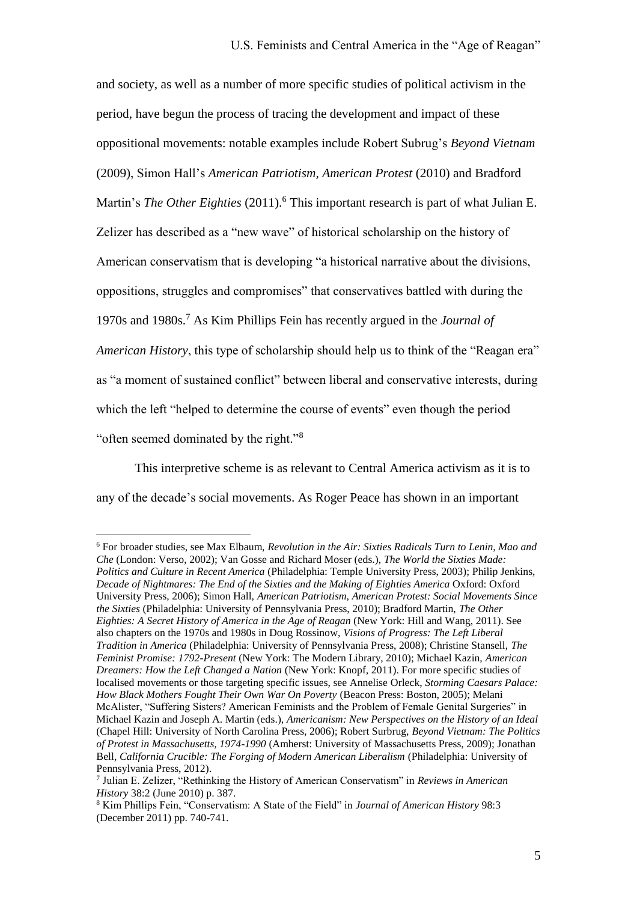and society, as well as a number of more specific studies of political activism in the period, have begun the process of tracing the development and impact of these oppositional movements: notable examples include Robert Subrug's *Beyond Vietnam* (2009), Simon Hall's *American Patriotism, American Protest* (2010) and Bradford Martin's *The Other Eighties* (2011).[6] This important research is part of what Julian E. Zelizer has described as a "new wave" of historical scholarship on the history of American conservatism that is developing "a historical narrative about the divisions, oppositions, struggles and compromises" that conservatives battled with during the 1970s and 1980s.[7] As Kim Phillips Fein has recently argued in the *Journal of American History*, this type of scholarship should help us to think of the "Reagan era" as "a moment of sustained conflict" between liberal and conservative interests, during which the left "helped to determine the course of events" even though the period "often seemed dominated by the right."[8]

This interpretive scheme is as relevant to Central America activism as it is to any of the decade's social movements. As Roger Peace has shown in an important

---

[6] For broader studies, see Max Elbaum, *Revolution in the Air: Sixties Radicals Turn to Lenin, Mao and Che* (London: Verso, 2002); Van Gosse and Richard Moser (eds.), *The World the Sixties Made: Politics and Culture in Recent America* (Philadelphia: Temple University Press, 2003); Philip Jenkins, *Decade of Nightmares: The End of the Sixties and the Making of Eighties America* Oxford: Oxford University Press, 2006); Simon Hall, *American Patriotism, American Protest: Social Movements Since the Sixties* (Philadelphia: University of Pennsylvania Press, 2010); Bradford Martin, *The Other Eighties: A Secret History of America in the Age of Reagan* (New York: Hill and Wang, 2011). See also chapters on the 1970s and 1980s in Doug Rossinow, *Visions of Progress: The Left Liberal Tradition in America* (Philadelphia: University of Pennsylvania Press, 2008); Christine Stansell, *The Feminist Promise: 1792-Present* (New York: The Modern Library, 2010); Michael Kazin, *American Dreamers: How the Left Changed a Nation* (New York: Knopf, 2011). For more specific studies of localised movements or those targeting specific issues, see Annelise Orleck, *Storming Caesars Palace: How Black Mothers Fought Their Own War On Poverty* (Beacon Press: Boston, 2005); Melani McAlister, "Suffering Sisters? American Feminists and the Problem of Female Genital Surgeries" in Michael Kazin and Joseph A. Martin (eds.), *Americanism: New Perspectives on the History of an Ideal* (Chapel Hill: University of North Carolina Press, 2006); Robert Surbrug, *Beyond Vietnam: The Politics of Protest in Massachusetts, 1974-1990* (Amherst: University of Massachusetts Press, 2009); Jonathan Bell, *California Crucible: The Forging of Modern American Liberalism* (Philadelphia: University of Pennsylvania Press, 2012).

[7] Julian E. Zelizer, "Rethinking the History of American Conservatism" in *Reviews in American History* 38:2 (June 2010) p. 387.

[8] Kim Phillips Fein, "Conservatism: A State of the Field" in *Journal of American History* 98:3 (December 2011) pp. 740-741.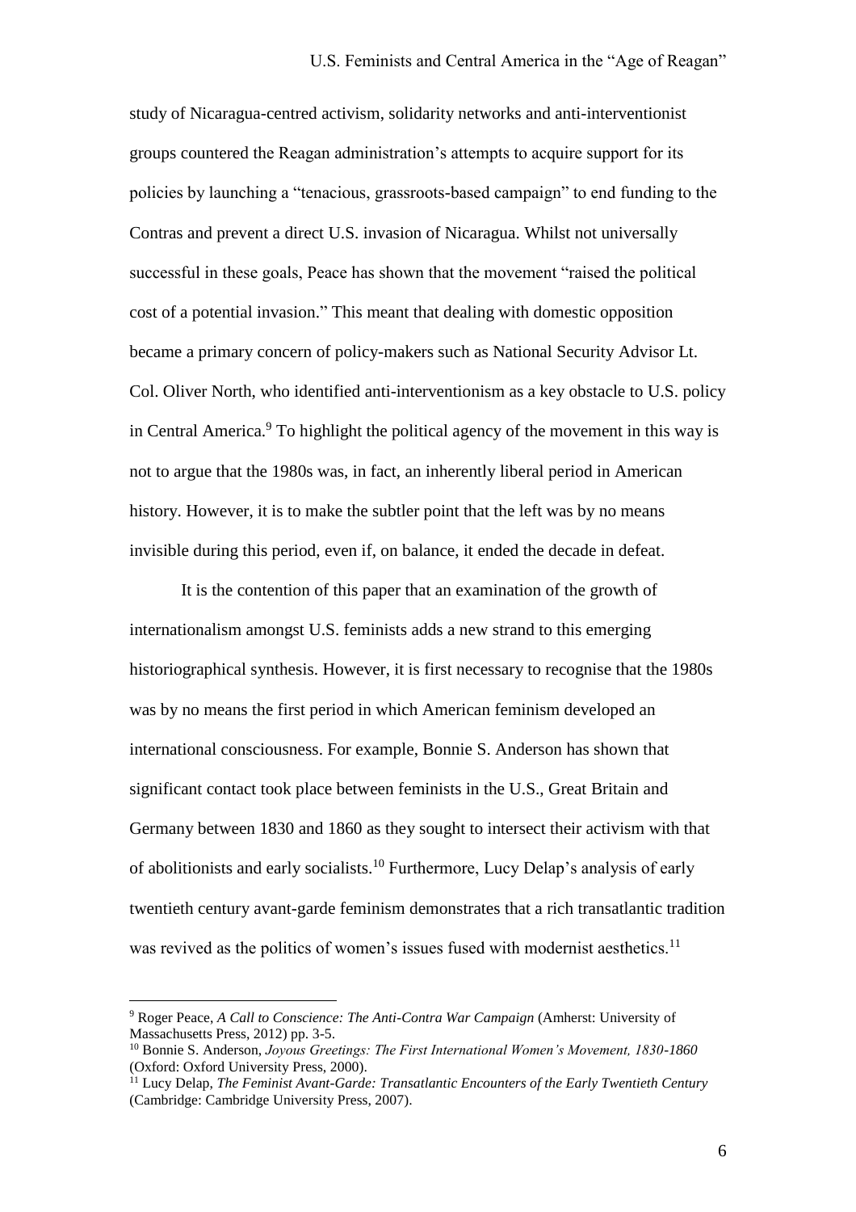study of Nicaragua-centred activism, solidarity networks and anti-interventionist groups countered the Reagan administration's attempts to acquire support for its policies by launching a "tenacious, grassroots-based campaign" to end funding to the Contras and prevent a direct U.S. invasion of Nicaragua. Whilst not universally successful in these goals, Peace has shown that the movement "raised the political cost of a potential invasion." This meant that dealing with domestic opposition became a primary concern of policy-makers such as National Security Advisor Lt. Col. Oliver North, who identified anti-interventionism as a key obstacle to U.S. policy in Central America.[9] To highlight the political agency of the movement in this way is not to argue that the 1980s was, in fact, an inherently liberal period in American history. However, it is to make the subtler point that the left was by no means invisible during this period, even if, on balance, it ended the decade in defeat.

It is the contention of this paper that an examination of the growth of internationalism amongst U.S. feminists adds a new strand to this emerging historiographical synthesis. However, it is first necessary to recognise that the 1980s was by no means the first period in which American feminism developed an international consciousness. For example, Bonnie S. Anderson has shown that significant contact took place between feminists in the U.S., Great Britain and Germany between 1830 and 1860 as they sought to intersect their activism with that of abolitionists and early socialists.[10] Furthermore, Lucy Delap's analysis of early twentieth century avant-garde feminism demonstrates that a rich transatlantic tradition was revived as the politics of women's issues fused with modernist aesthetics.[11]

---

[9] Roger Peace, *A Call to Conscience: The Anti-Contra War Campaign* (Amherst: University of Massachusetts Press, 2012) pp. 3-5.

[10] Bonnie S. Anderson, *Joyous Greetings: The First International Women's Movement, 1830-1860* (Oxford: Oxford University Press, 2000).

[11] Lucy Delap, *The Feminist Avant-Garde: Transatlantic Encounters of the Early Twentieth Century* (Cambridge: Cambridge University Press, 2007).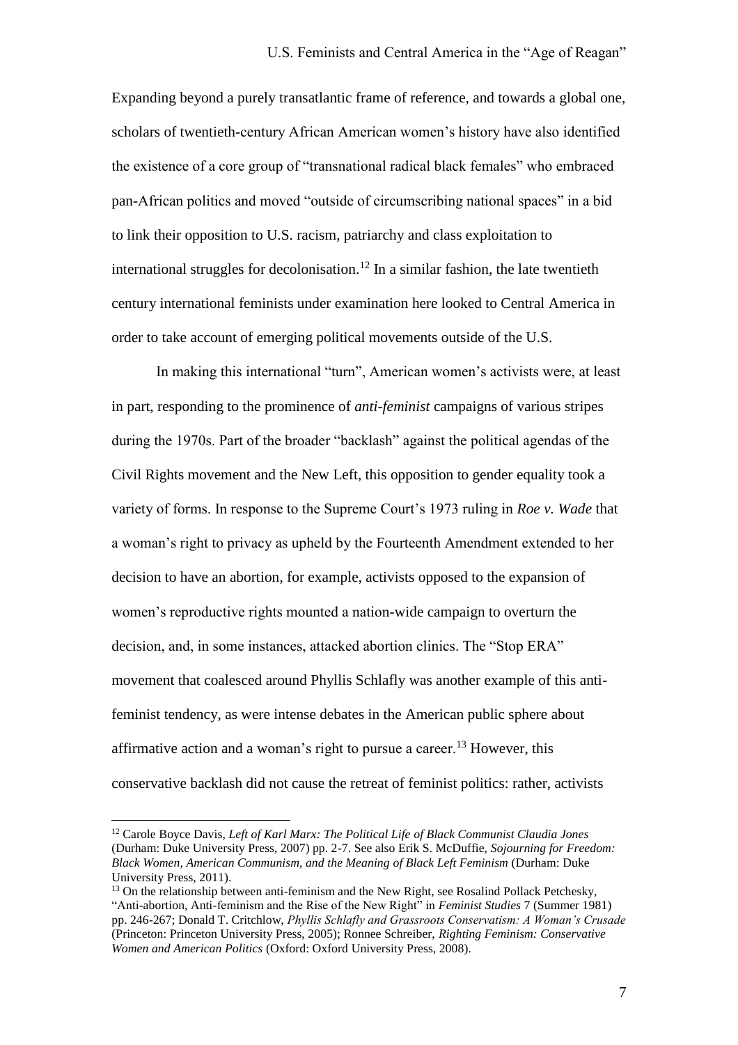Expanding beyond a purely transatlantic frame of reference, and towards a global one, scholars of twentieth-century African American women's history have also identified the existence of a core group of "transnational radical black females" who embraced pan-African politics and moved "outside of circumscribing national spaces" in a bid to link their opposition to U.S. racism, patriarchy and class exploitation to international struggles for decolonisation.[12] In a similar fashion, the late twentieth century international feminists under examination here looked to Central America in order to take account of emerging political movements outside of the U.S.

In making this international "turn", American women's activists were, at least in part, responding to the prominence of *anti-feminist* campaigns of various stripes during the 1970s. Part of the broader "backlash" against the political agendas of the Civil Rights movement and the New Left, this opposition to gender equality took a variety of forms. In response to the Supreme Court's 1973 ruling in *Roe v. Wade* that a woman's right to privacy as upheld by the Fourteenth Amendment extended to her decision to have an abortion, for example, activists opposed to the expansion of women's reproductive rights mounted a nation-wide campaign to overturn the decision, and, in some instances, attacked abortion clinics. The "Stop ERA" movement that coalesced around Phyllis Schlafly was another example of this anti-feminist tendency, as were intense debates in the American public sphere about affirmative action and a woman's right to pursue a career.[13] However, this conservative backlash did not cause the retreat of feminist politics: rather, activists

---

[12] Carole Boyce Davis, *Left of Karl Marx: The Political Life of Black Communist Claudia Jones* (Durham: Duke University Press, 2007) pp. 2-7. See also Erik S. McDuffie, *Sojourning for Freedom: Black Women, American Communism, and the Meaning of Black Left Feminism* (Durham: Duke University Press, 2011).

[13] On the relationship between anti-feminism and the New Right, see Rosalind Pollack Petchesky, "Anti-abortion, Anti-feminism and the Rise of the New Right" in *Feminist Studies* 7 (Summer 1981) pp. 246-267; Donald T. Critchlow, *Phyllis Schlafly and Grassroots Conservatism: A Woman's Crusade* (Princeton: Princeton University Press, 2005); Ronnee Schreiber, *Righting Feminism: Conservative Women and American Politics* (Oxford: Oxford University Press, 2008).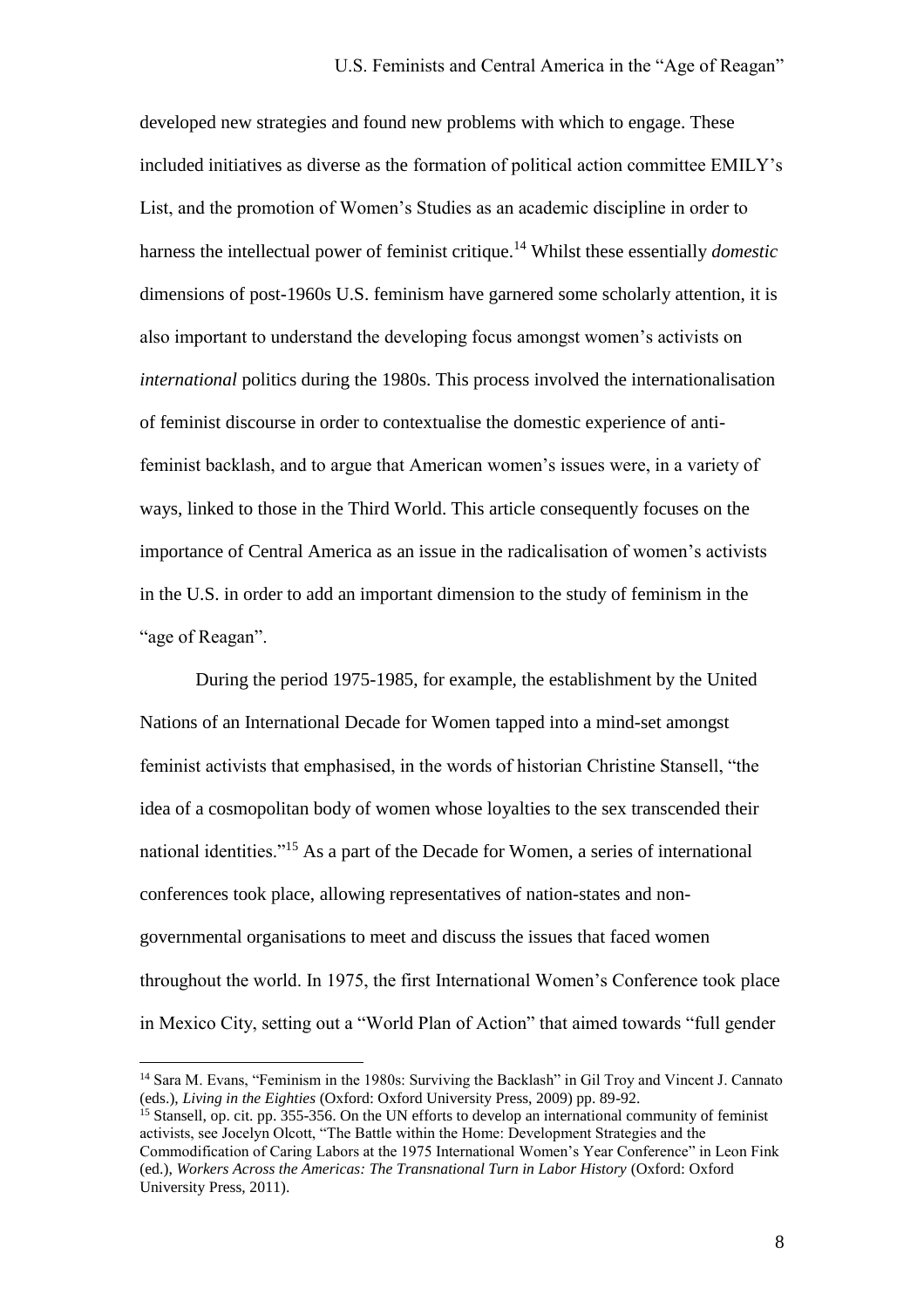developed new strategies and found new problems with which to engage. These included initiatives as diverse as the formation of political action committee EMILY's List, and the promotion of Women's Studies as an academic discipline in order to harness the intellectual power of feminist critique.[14] Whilst these essentially *domestic* dimensions of post-1960s U.S. feminism have garnered some scholarly attention, it is also important to understand the developing focus amongst women's activists on *international* politics during the 1980s. This process involved the internationalisation of feminist discourse in order to contextualise the domestic experience of anti-feminist backlash, and to argue that American women's issues were, in a variety of ways, linked to those in the Third World. This article consequently focuses on the importance of Central America as an issue in the radicalisation of women's activists in the U.S. in order to add an important dimension to the study of feminism in the "age of Reagan".

During the period 1975-1985, for example, the establishment by the United Nations of an International Decade for Women tapped into a mind-set amongst feminist activists that emphasised, in the words of historian Christine Stansell, "the idea of a cosmopolitan body of women whose loyalties to the sex transcended their national identities."[15] As a part of the Decade for Women, a series of international conferences took place, allowing representatives of nation-states and non-governmental organisations to meet and discuss the issues that faced women throughout the world. In 1975, the first International Women's Conference took place in Mexico City, setting out a "World Plan of Action" that aimed towards "full gender

---

[14] Sara M. Evans, "Feminism in the 1980s: Surviving the Backlash" in Gil Troy and Vincent J. Cannato (eds.), *Living in the Eighties* (Oxford: Oxford University Press, 2009) pp. 89-92.

[15] Stansell, op. cit. pp. 355-356. On the UN efforts to develop an international community of feminist activists, see Jocelyn Olcott, "The Battle within the Home: Development Strategies and the Commodification of Caring Labors at the 1975 International Women's Year Conference" in Leon Fink (ed.), *Workers Across the Americas: The Transnational Turn in Labor History* (Oxford: Oxford University Press, 2011).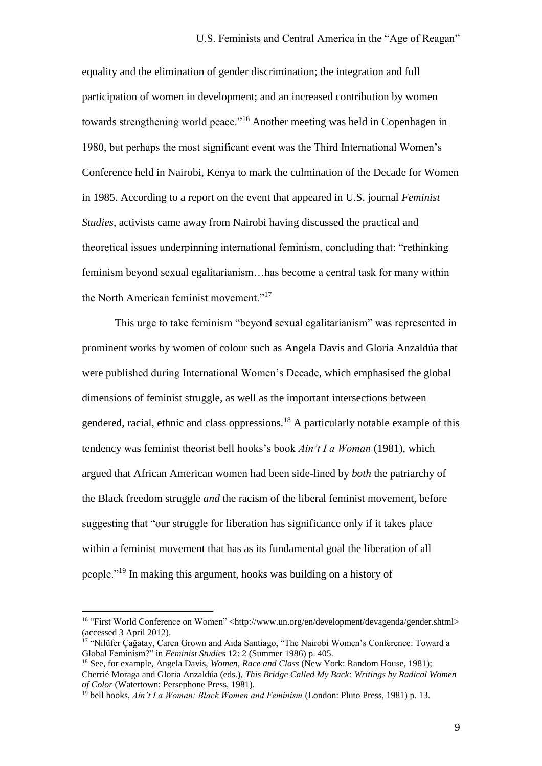equality and the elimination of gender discrimination; the integration and full participation of women in development; and an increased contribution by women towards strengthening world peace."[16] Another meeting was held in Copenhagen in 1980, but perhaps the most significant event was the Third International Women's Conference held in Nairobi, Kenya to mark the culmination of the Decade for Women in 1985. According to a report on the event that appeared in U.S. journal *Feminist Studies*, activists came away from Nairobi having discussed the practical and theoretical issues underpinning international feminism, concluding that: "rethinking feminism beyond sexual egalitarianism…has become a central task for many within the North American feminist movement."[17]

This urge to take feminism "beyond sexual egalitarianism" was represented in prominent works by women of colour such as Angela Davis and Gloria Anzaldúa that were published during International Women's Decade, which emphasised the global dimensions of feminist struggle, as well as the important intersections between gendered, racial, ethnic and class oppressions.[18] A particularly notable example of this tendency was feminist theorist bell hooks's book *Ain't I a Woman* (1981), which argued that African American women had been side-lined by *both* the patriarchy of the Black freedom struggle *and* the racism of the liberal feminist movement, before suggesting that "our struggle for liberation has significance only if it takes place within a feminist movement that has as its fundamental goal the liberation of all people."[19] In making this argument, hooks was building on a history of

[16] "First World Conference on Women" <http://www.un.org/en/development/devagenda/gender.shtml> (accessed 3 April 2012).

[17] "Nilüfer Çağatay, Caren Grown and Aida Santiago, "The Nairobi Women's Conference: Toward a Global Feminism?" in *Feminist Studies* 12: 2 (Summer 1986) p. 405.

[18] See, for example, Angela Davis, *Women, Race and Class* (New York: Random House, 1981); Cherrié Moraga and Gloria Anzaldúa (eds.), *This Bridge Called My Back: Writings by Radical Women of Color* (Watertown: Persephone Press, 1981).

[19] bell hooks, *Ain't I a Woman: Black Women and Feminism* (London: Pluto Press, 1981) p. 13.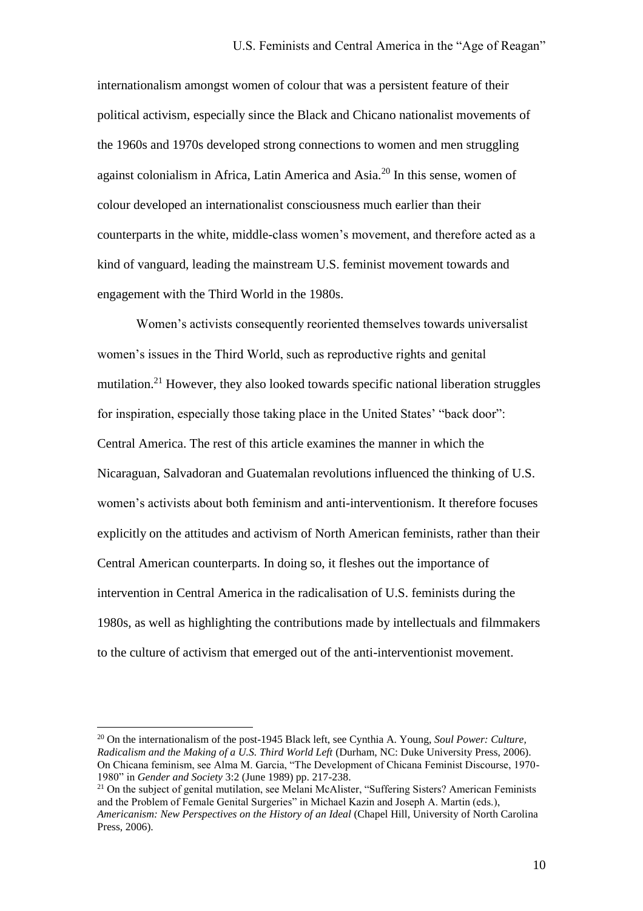internationalism amongst women of colour that was a persistent feature of their political activism, especially since the Black and Chicano nationalist movements of the 1960s and 1970s developed strong connections to women and men struggling against colonialism in Africa, Latin America and Asia.[20] In this sense, women of colour developed an internationalist consciousness much earlier than their counterparts in the white, middle-class women's movement, and therefore acted as a kind of vanguard, leading the mainstream U.S. feminist movement towards and engagement with the Third World in the 1980s.

Women's activists consequently reoriented themselves towards universalist women's issues in the Third World, such as reproductive rights and genital mutilation.[21] However, they also looked towards specific national liberation struggles for inspiration, especially those taking place in the United States' "back door": Central America. The rest of this article examines the manner in which the Nicaraguan, Salvadoran and Guatemalan revolutions influenced the thinking of U.S. women's activists about both feminism and anti-interventionism. It therefore focuses explicitly on the attitudes and activism of North American feminists, rather than their Central American counterparts. In doing so, it fleshes out the importance of intervention in Central America in the radicalisation of U.S. feminists during the 1980s, as well as highlighting the contributions made by intellectuals and filmmakers to the culture of activism that emerged out of the anti-interventionist movement.

---

[20] On the internationalism of the post-1945 Black left, see Cynthia A. Young, *Soul Power: Culture, Radicalism and the Making of a U.S. Third World Left* (Durham, NC: Duke University Press, 2006). On Chicana feminism, see Alma M. Garcia, "The Development of Chicana Feminist Discourse, 1970-1980" in *Gender and Society* 3:2 (June 1989) pp. 217-238.

[21] On the subject of genital mutilation, see Melani McAlister, "Suffering Sisters? American Feminists and the Problem of Female Genital Surgeries" in Michael Kazin and Joseph A. Martin (eds.), *Americanism: New Perspectives on the History of an Ideal* (Chapel Hill, University of North Carolina Press, 2006).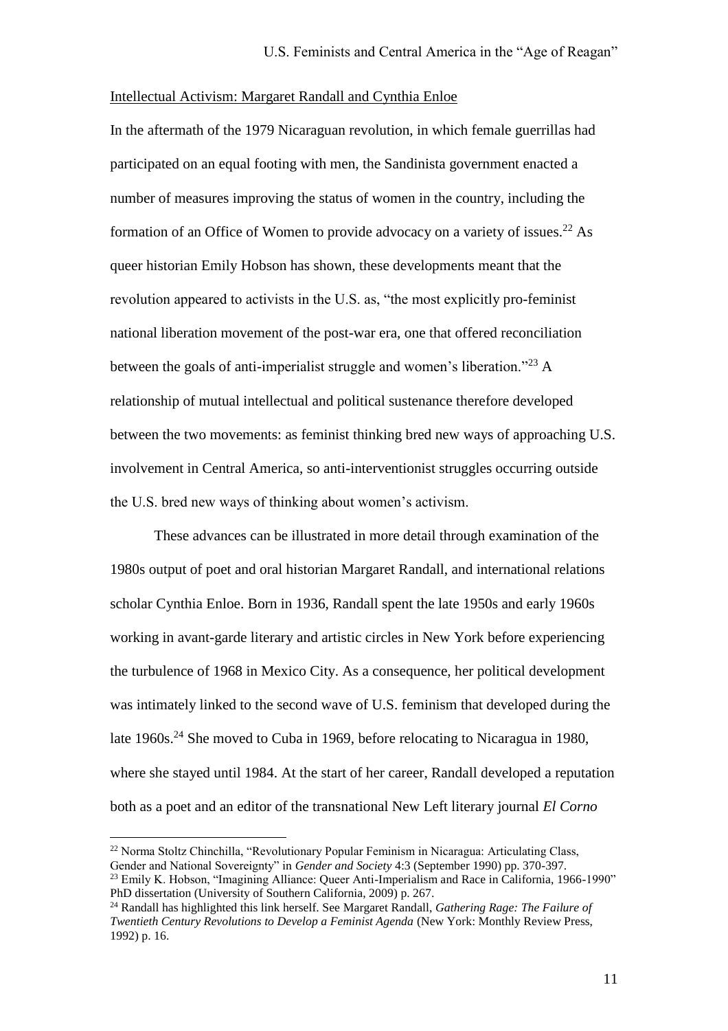Intellectual Activism: Margaret Randall and Cynthia Enloe

In the aftermath of the 1979 Nicaraguan revolution, in which female guerrillas had participated on an equal footing with men, the Sandinista government enacted a number of measures improving the status of women in the country, including the formation of an Office of Women to provide advocacy on a variety of issues.[22] As queer historian Emily Hobson has shown, these developments meant that the revolution appeared to activists in the U.S. as, "the most explicitly pro-feminist national liberation movement of the post-war era, one that offered reconciliation between the goals of anti-imperialist struggle and women's liberation."[23] A relationship of mutual intellectual and political sustenance therefore developed between the two movements: as feminist thinking bred new ways of approaching U.S. involvement in Central America, so anti-interventionist struggles occurring outside the U.S. bred new ways of thinking about women's activism.

These advances can be illustrated in more detail through examination of the 1980s output of poet and oral historian Margaret Randall, and international relations scholar Cynthia Enloe. Born in 1936, Randall spent the late 1950s and early 1960s working in avant-garde literary and artistic circles in New York before experiencing the turbulence of 1968 in Mexico City. As a consequence, her political development was intimately linked to the second wave of U.S. feminism that developed during the late 1960s.[24] She moved to Cuba in 1969, before relocating to Nicaragua in 1980, where she stayed until 1984. At the start of her career, Randall developed a reputation both as a poet and an editor of the transnational New Left literary journal *El Corno*

[22] Norma Stoltz Chinchilla, "Revolutionary Popular Feminism in Nicaragua: Articulating Class, Gender and National Sovereignty" in *Gender and Society* 4:3 (September 1990) pp. 370-397.

[23] Emily K. Hobson, "Imagining Alliance: Queer Anti-Imperialism and Race in California, 1966-1990" PhD dissertation (University of Southern California, 2009) p. 267.

[24] Randall has highlighted this link herself. See Margaret Randall, *Gathering Rage: The Failure of Twentieth Century Revolutions to Develop a Feminist Agenda* (New York: Monthly Review Press, 1992) p. 16.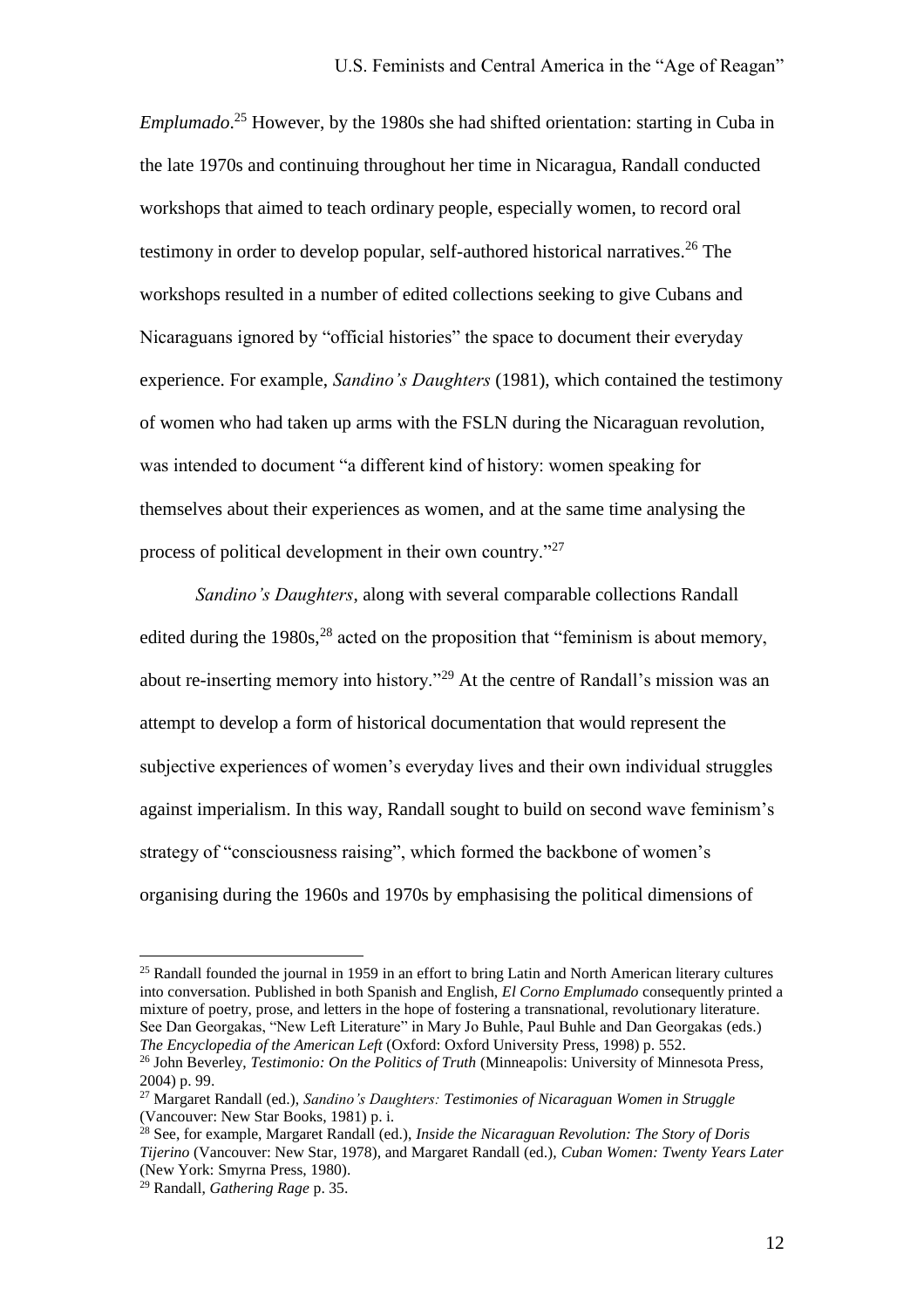*Emplumado*.[25] However, by the 1980s she had shifted orientation: starting in Cuba in the late 1970s and continuing throughout her time in Nicaragua, Randall conducted workshops that aimed to teach ordinary people, especially women, to record oral testimony in order to develop popular, self-authored historical narratives.[26] The workshops resulted in a number of edited collections seeking to give Cubans and Nicaraguans ignored by "official histories" the space to document their everyday experience. For example, *Sandino's Daughters* (1981), which contained the testimony of women who had taken up arms with the FSLN during the Nicaraguan revolution, was intended to document "a different kind of history: women speaking for themselves about their experiences as women, and at the same time analysing the process of political development in their own country."[27]

*Sandino's Daughters*, along with several comparable collections Randall edited during the 1980s,[28] acted on the proposition that "feminism is about memory, about re-inserting memory into history."[29] At the centre of Randall's mission was an attempt to develop a form of historical documentation that would represent the subjective experiences of women's everyday lives and their own individual struggles against imperialism. In this way, Randall sought to build on second wave feminism's strategy of "consciousness raising", which formed the backbone of women's organising during the 1960s and 1970s by emphasising the political dimensions of

---

[25] Randall founded the journal in 1959 in an effort to bring Latin and North American literary cultures into conversation. Published in both Spanish and English, *El Corno Emplumado* consequently printed a mixture of poetry, prose, and letters in the hope of fostering a transnational, revolutionary literature. See Dan Georgakas, "New Left Literature" in Mary Jo Buhle, Paul Buhle and Dan Georgakas (eds.) *The Encyclopedia of the American Left* (Oxford: Oxford University Press, 1998) p. 552.

[26] John Beverley, *Testimonio: On the Politics of Truth* (Minneapolis: University of Minnesota Press, 2004) p. 99.

[27] Margaret Randall (ed.), *Sandino's Daughters: Testimonies of Nicaraguan Women in Struggle* (Vancouver: New Star Books, 1981) p. i.

[28] See, for example, Margaret Randall (ed.), *Inside the Nicaraguan Revolution: The Story of Doris Tijerino* (Vancouver: New Star, 1978), and Margaret Randall (ed.), *Cuban Women: Twenty Years Later* (New York: Smyrna Press, 1980).

[29] Randall, *Gathering Rage* p. 35.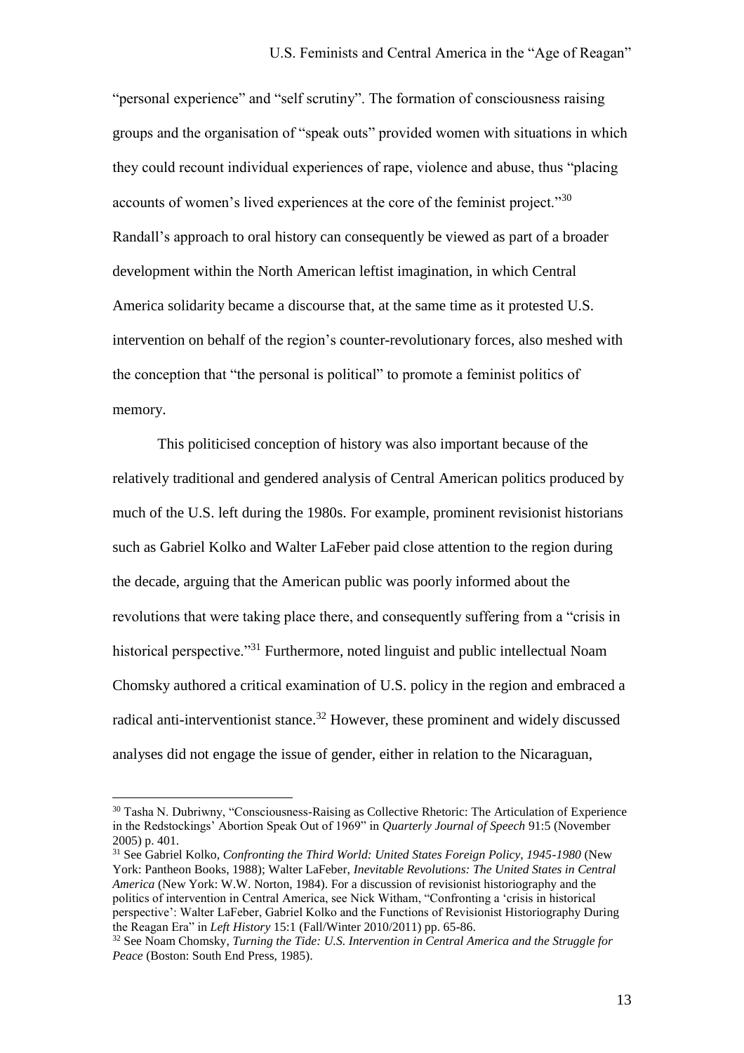"personal experience" and "self scrutiny". The formation of consciousness raising groups and the organisation of "speak outs" provided women with situations in which they could recount individual experiences of rape, violence and abuse, thus "placing accounts of women's lived experiences at the core of the feminist project."[30] Randall's approach to oral history can consequently be viewed as part of a broader development within the North American leftist imagination, in which Central America solidarity became a discourse that, at the same time as it protested U.S. intervention on behalf of the region's counter-revolutionary forces, also meshed with the conception that "the personal is political" to promote a feminist politics of memory.

This politicised conception of history was also important because of the relatively traditional and gendered analysis of Central American politics produced by much of the U.S. left during the 1980s. For example, prominent revisionist historians such as Gabriel Kolko and Walter LaFeber paid close attention to the region during the decade, arguing that the American public was poorly informed about the revolutions that were taking place there, and consequently suffering from a "crisis in historical perspective."[31] Furthermore, noted linguist and public intellectual Noam Chomsky authored a critical examination of U.S. policy in the region and embraced a radical anti-interventionist stance.[32] However, these prominent and widely discussed analyses did not engage the issue of gender, either in relation to the Nicaraguan,

---

[30] Tasha N. Dubriwny, "Consciousness-Raising as Collective Rhetoric: The Articulation of Experience in the Redstockings' Abortion Speak Out of 1969" in *Quarterly Journal of Speech* 91:5 (November 2005) p. 401.

[31] See Gabriel Kolko, *Confronting the Third World: United States Foreign Policy, 1945-1980* (New York: Pantheon Books, 1988); Walter LaFeber, *Inevitable Revolutions: The United States in Central America* (New York: W.W. Norton, 1984). For a discussion of revisionist historiography and the politics of intervention in Central America, see Nick Witham, "Confronting a 'crisis in historical perspective': Walter LaFeber, Gabriel Kolko and the Functions of Revisionist Historiography During the Reagan Era" in *Left History* 15:1 (Fall/Winter 2010/2011) pp. 65-86.

[32] See Noam Chomsky, *Turning the Tide: U.S. Intervention in Central America and the Struggle for Peace* (Boston: South End Press, 1985).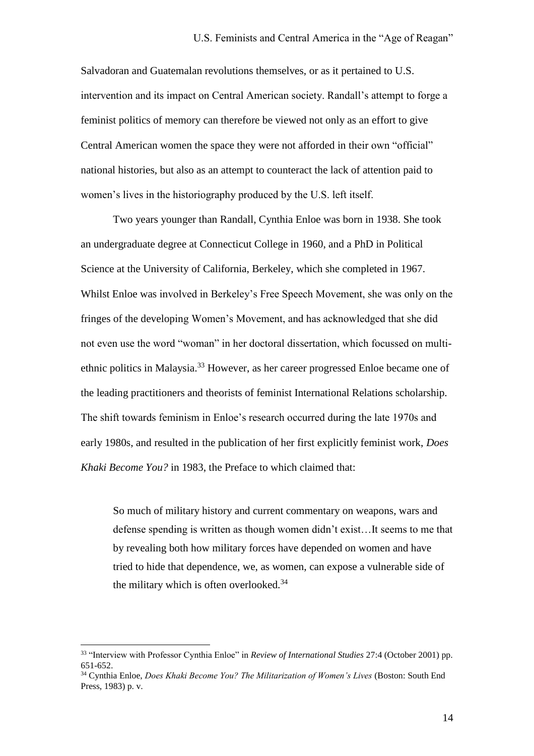Salvadoran and Guatemalan revolutions themselves, or as it pertained to U.S. intervention and its impact on Central American society. Randall's attempt to forge a feminist politics of memory can therefore be viewed not only as an effort to give Central American women the space they were not afforded in their own "official" national histories, but also as an attempt to counteract the lack of attention paid to women's lives in the historiography produced by the U.S. left itself.

Two years younger than Randall, Cynthia Enloe was born in 1938. She took an undergraduate degree at Connecticut College in 1960, and a PhD in Political Science at the University of California, Berkeley, which she completed in 1967. Whilst Enloe was involved in Berkeley's Free Speech Movement, she was only on the fringes of the developing Women's Movement, and has acknowledged that she did not even use the word "woman" in her doctoral dissertation, which focussed on multi-ethnic politics in Malaysia.[33] However, as her career progressed Enloe became one of the leading practitioners and theorists of feminist International Relations scholarship. The shift towards feminism in Enloe's research occurred during the late 1970s and early 1980s, and resulted in the publication of her first explicitly feminist work, *Does Khaki Become You?* in 1983, the Preface to which claimed that:

> So much of military history and current commentary on weapons, wars and defense spending is written as though women didn't exist…It seems to me that by revealing both how military forces have depended on women and have tried to hide that dependence, we, as women, can expose a vulnerable side of the military which is often overlooked.[34]

---

[33] "Interview with Professor Cynthia Enloe" in *Review of International Studies* 27:4 (October 2001) pp. 651-652.

[34] Cynthia Enloe, *Does Khaki Become You? The Militarization of Women's Lives* (Boston: South End Press, 1983) p. v.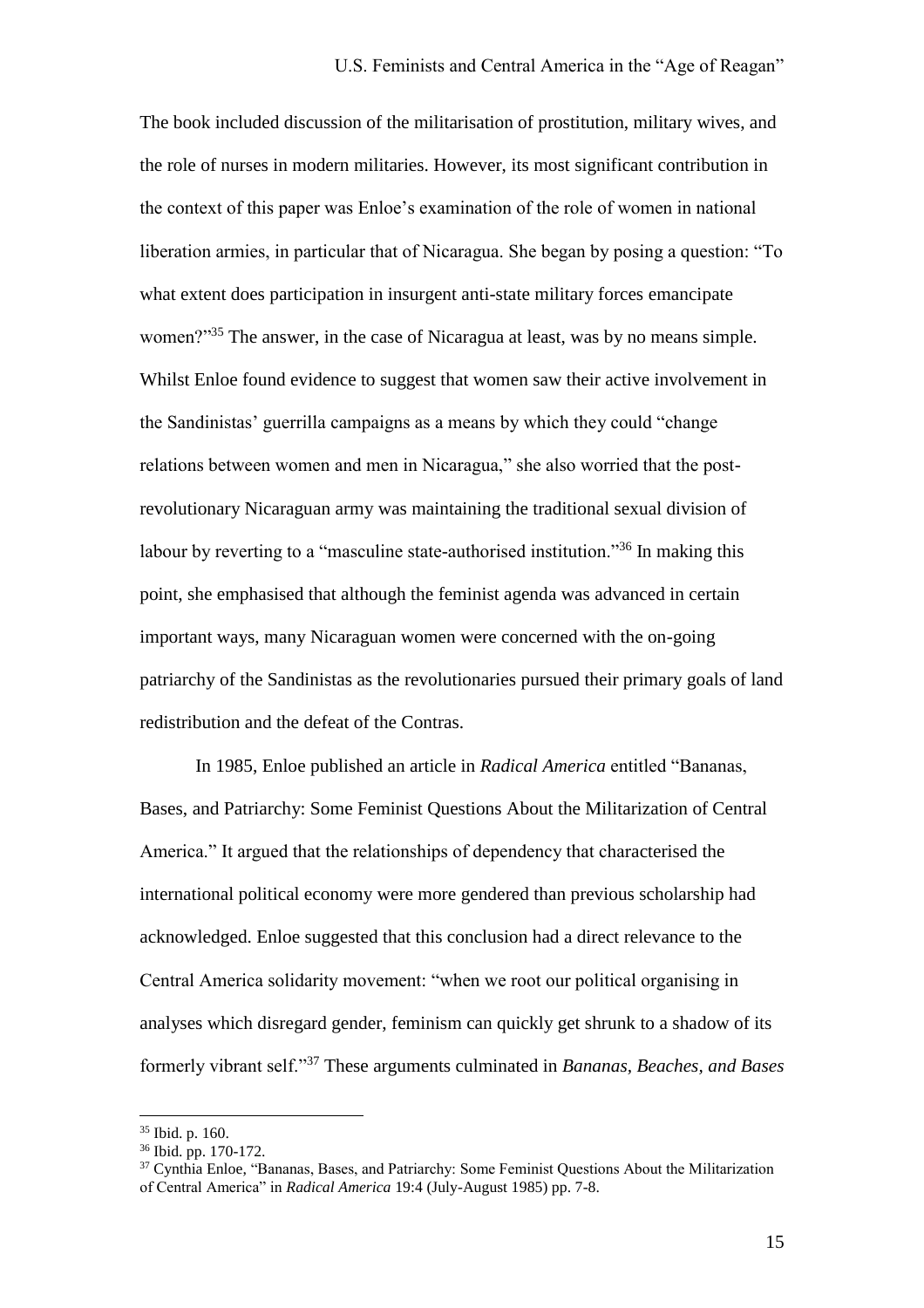The book included discussion of the militarisation of prostitution, military wives, and the role of nurses in modern militaries. However, its most significant contribution in the context of this paper was Enloe's examination of the role of women in national liberation armies, in particular that of Nicaragua. She began by posing a question: "To what extent does participation in insurgent anti-state military forces emancipate women?"[35] The answer, in the case of Nicaragua at least, was by no means simple. Whilst Enloe found evidence to suggest that women saw their active involvement in the Sandinistas' guerrilla campaigns as a means by which they could "change relations between women and men in Nicaragua," she also worried that the post-revolutionary Nicaraguan army was maintaining the traditional sexual division of labour by reverting to a "masculine state-authorised institution."[36] In making this point, she emphasised that although the feminist agenda was advanced in certain important ways, many Nicaraguan women were concerned with the on-going patriarchy of the Sandinistas as the revolutionaries pursued their primary goals of land redistribution and the defeat of the Contras.

In 1985, Enloe published an article in *Radical America* entitled "Bananas, Bases, and Patriarchy: Some Feminist Questions About the Militarization of Central America." It argued that the relationships of dependency that characterised the international political economy were more gendered than previous scholarship had acknowledged. Enloe suggested that this conclusion had a direct relevance to the Central America solidarity movement: "when we root our political organising in analyses which disregard gender, feminism can quickly get shrunk to a shadow of its formerly vibrant self."[37] These arguments culminated in *Bananas, Beaches, and Bases*

---

[35] Ibid. p. 160.

[36] Ibid. pp. 170-172.

[37] Cynthia Enloe, "Bananas, Bases, and Patriarchy: Some Feminist Questions About the Militarization of Central America" in *Radical America* 19:4 (July-August 1985) pp. 7-8.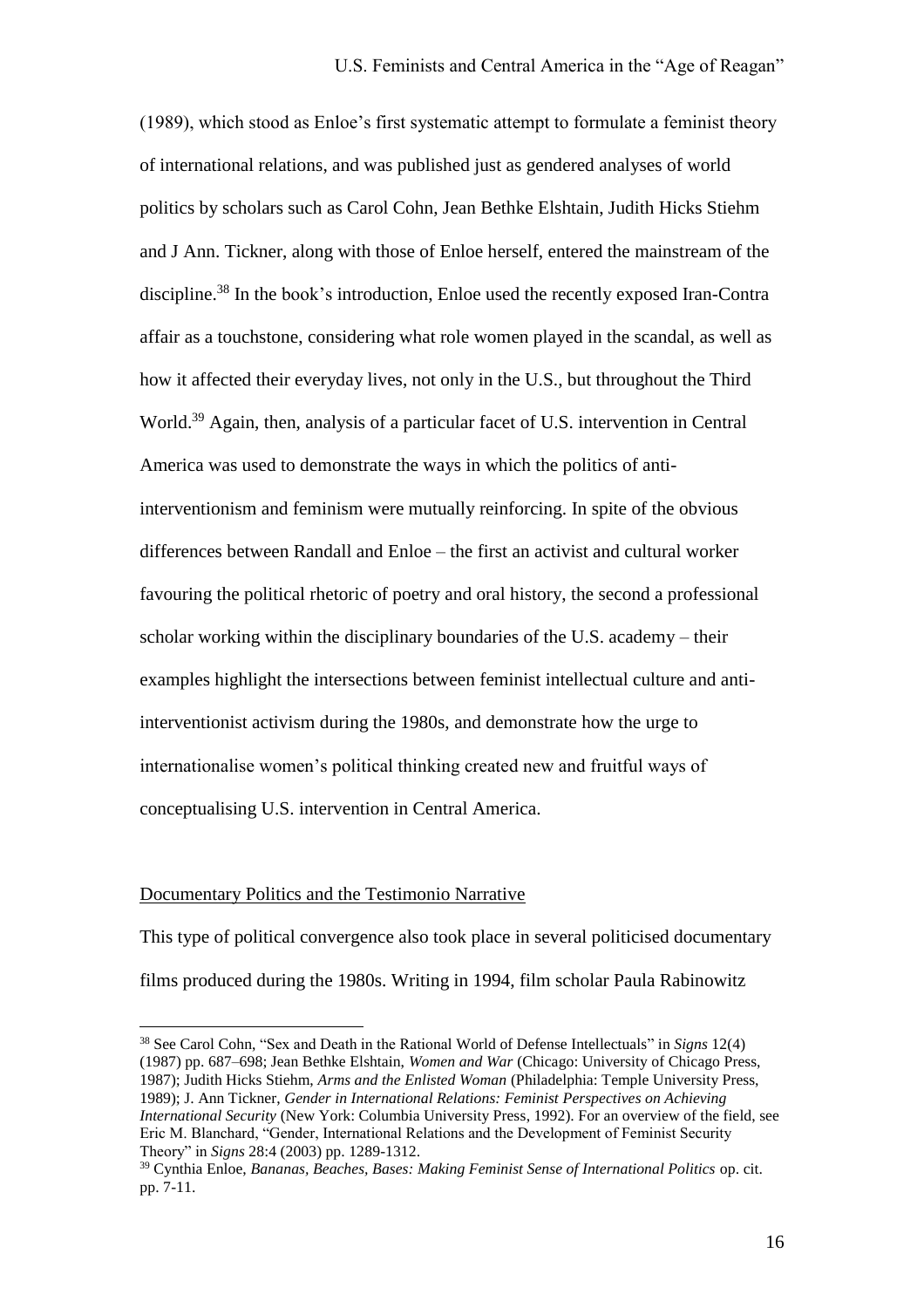(1989), which stood as Enloe's first systematic attempt to formulate a feminist theory of international relations, and was published just as gendered analyses of world politics by scholars such as Carol Cohn, Jean Bethke Elshtain, Judith Hicks Stiehm and J Ann. Tickner, along with those of Enloe herself, entered the mainstream of the discipline.[38] In the book's introduction, Enloe used the recently exposed Iran-Contra affair as a touchstone, considering what role women played in the scandal, as well as how it affected their everyday lives, not only in the U.S., but throughout the Third World.[39] Again, then, analysis of a particular facet of U.S. intervention in Central America was used to demonstrate the ways in which the politics of anti-interventionism and feminism were mutually reinforcing. In spite of the obvious differences between Randall and Enloe – the first an activist and cultural worker favouring the political rhetoric of poetry and oral history, the second a professional scholar working within the disciplinary boundaries of the U.S. academy – their examples highlight the intersections between feminist intellectual culture and anti-interventionist activism during the 1980s, and demonstrate how the urge to internationalise women's political thinking created new and fruitful ways of conceptualising U.S. intervention in Central America.

## Documentary Politics and the Testimonio Narrative

This type of political convergence also took place in several politicised documentary films produced during the 1980s. Writing in 1994, film scholar Paula Rabinowitz

---

[38] See Carol Cohn, "Sex and Death in the Rational World of Defense Intellectuals" in *Signs* 12(4) (1987) pp. 687–698; Jean Bethke Elshtain, *Women and War* (Chicago: University of Chicago Press, 1987); Judith Hicks Stiehm, *Arms and the Enlisted Woman* (Philadelphia: Temple University Press, 1989); J. Ann Tickner, *Gender in International Relations: Feminist Perspectives on Achieving International Security* (New York: Columbia University Press, 1992). For an overview of the field, see Eric M. Blanchard, "Gender, International Relations and the Development of Feminist Security Theory" in *Signs* 28:4 (2003) pp. 1289-1312.

[39] Cynthia Enloe, *Bananas, Beaches, Bases: Making Feminist Sense of International Politics* op. cit. pp. 7-11.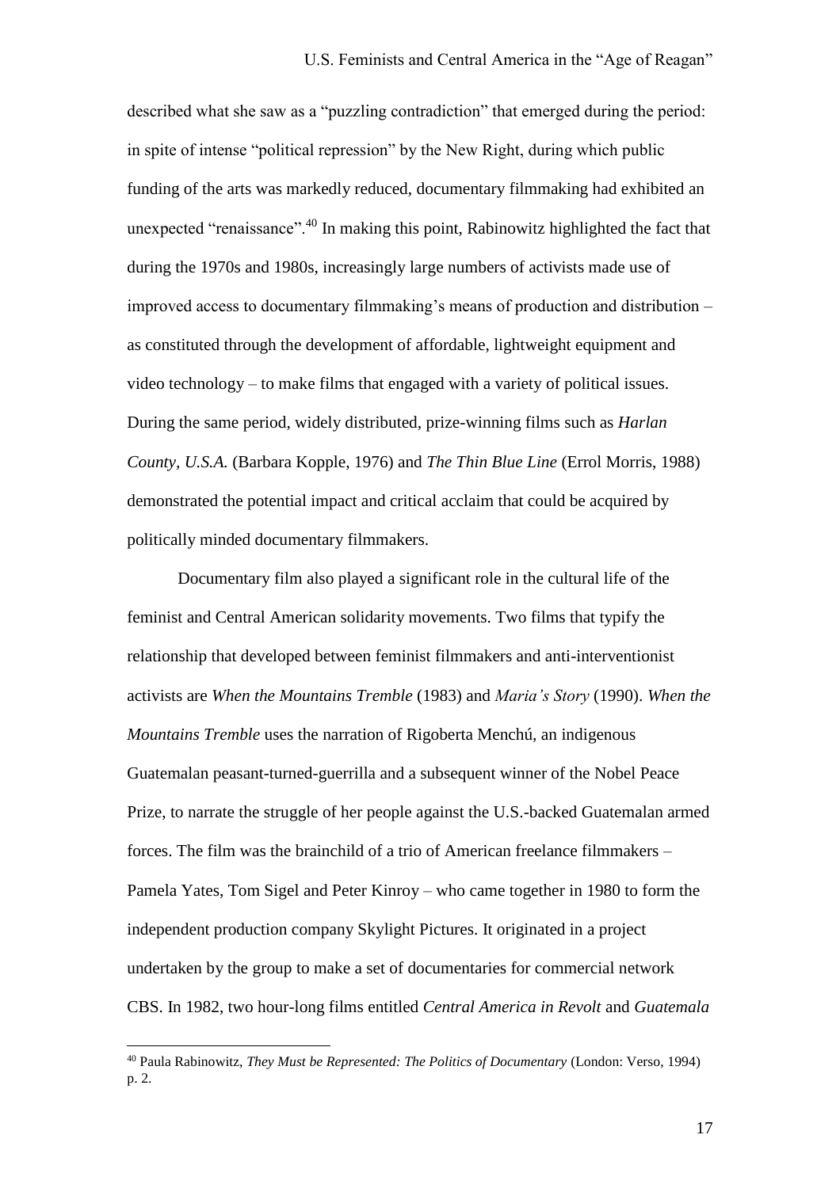described what she saw as a "puzzling contradiction" that emerged during the period: in spite of intense "political repression" by the New Right, during which public funding of the arts was markedly reduced, documentary filmmaking had exhibited an unexpected "renaissance".[40] In making this point, Rabinowitz highlighted the fact that during the 1970s and 1980s, increasingly large numbers of activists made use of improved access to documentary filmmaking's means of production and distribution – as constituted through the development of affordable, lightweight equipment and video technology – to make films that engaged with a variety of political issues. During the same period, widely distributed, prize-winning films such as *Harlan County, U.S.A.* (Barbara Kopple, 1976) and *The Thin Blue Line* (Errol Morris, 1988) demonstrated the potential impact and critical acclaim that could be acquired by politically minded documentary filmmakers.

Documentary film also played a significant role in the cultural life of the feminist and Central American solidarity movements. Two films that typify the relationship that developed between feminist filmmakers and anti-interventionist activists are *When the Mountains Tremble* (1983) and *Maria's Story* (1990). *When the Mountains Tremble* uses the narration of Rigoberta Menchú, an indigenous Guatemalan peasant-turned-guerrilla and a subsequent winner of the Nobel Peace Prize, to narrate the struggle of her people against the U.S.-backed Guatemalan armed forces. The film was the brainchild of a trio of American freelance filmmakers – Pamela Yates, Tom Sigel and Peter Kinroy – who came together in 1980 to form the independent production company Skylight Pictures. It originated in a project undertaken by the group to make a set of documentaries for commercial network CBS. In 1982, two hour-long films entitled *Central America in Revolt* and *Guatemala*

[40] Paula Rabinowitz, *They Must be Represented: The Politics of Documentary* (London: Verso, 1994) p. 2.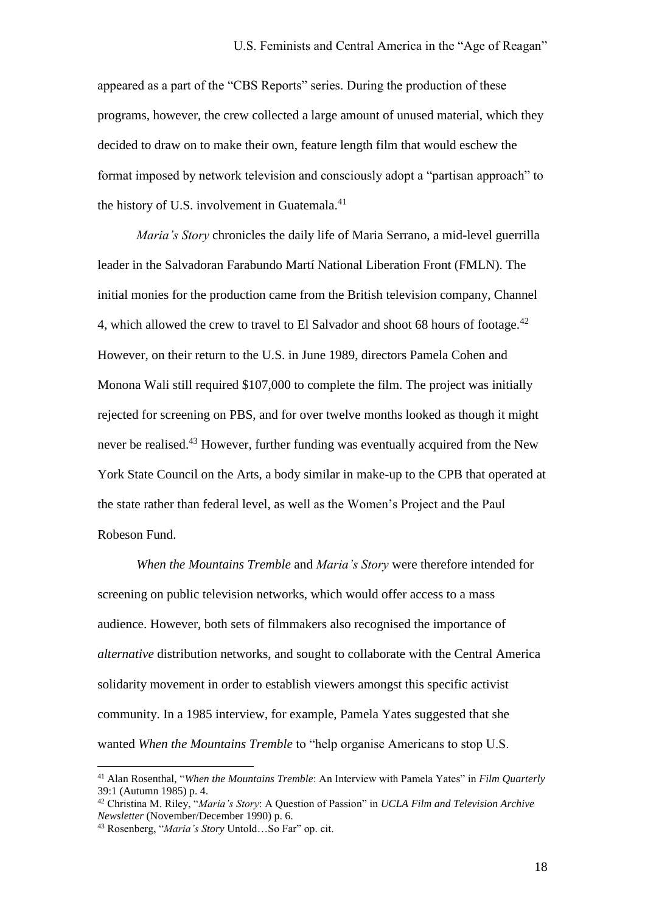appeared as a part of the "CBS Reports" series. During the production of these programs, however, the crew collected a large amount of unused material, which they decided to draw on to make their own, feature length film that would eschew the format imposed by network television and consciously adopt a "partisan approach" to the history of U.S. involvement in Guatemala.[41]

*Maria's Story* chronicles the daily life of Maria Serrano, a mid-level guerrilla leader in the Salvadoran Farabundo Martí National Liberation Front (FMLN). The initial monies for the production came from the British television company, Channel 4, which allowed the crew to travel to El Salvador and shoot 68 hours of footage.[42] However, on their return to the U.S. in June 1989, directors Pamela Cohen and Monona Wali still required $107,000 to complete the film. The project was initially rejected for screening on PBS, and for over twelve months looked as though it might never be realised.[43] However, further funding was eventually acquired from the New York State Council on the Arts, a body similar in make-up to the CPB that operated at the state rather than federal level, as well as the Women's Project and the Paul Robeson Fund.

*When the Mountains Tremble* and *Maria's Story* were therefore intended for screening on public television networks, which would offer access to a mass audience. However, both sets of filmmakers also recognised the importance of *alternative* distribution networks, and sought to collaborate with the Central America solidarity movement in order to establish viewers amongst this specific activist community. In a 1985 interview, for example, Pamela Yates suggested that she wanted *When the Mountains Tremble* to "help organise Americans to stop U.S.

---

[41] Alan Rosenthal, "*When the Mountains Tremble*: An Interview with Pamela Yates" in *Film Quarterly* 39:1 (Autumn 1985) p. 4.

[42] Christina M. Riley, "*Maria's Story*: A Question of Passion" in *UCLA Film and Television Archive Newsletter* (November/December 1990) p. 6.

[43] Rosenberg, "*Maria's Story* Untold…So Far" op. cit.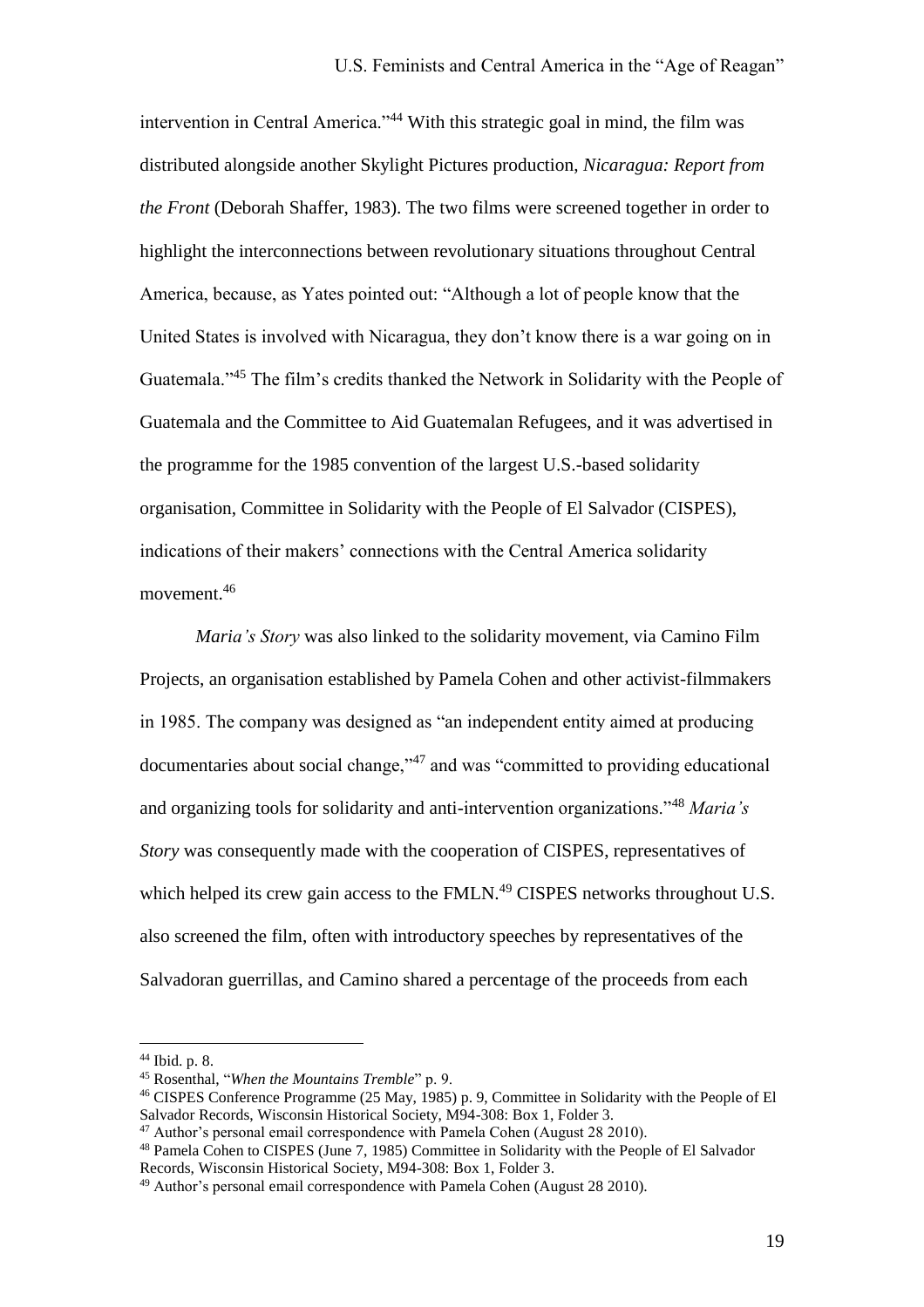intervention in Central America."[44] With this strategic goal in mind, the film was distributed alongside another Skylight Pictures production, *Nicaragua: Report from the Front* (Deborah Shaffer, 1983). The two films were screened together in order to highlight the interconnections between revolutionary situations throughout Central America, because, as Yates pointed out: "Although a lot of people know that the United States is involved with Nicaragua, they don't know there is a war going on in Guatemala."[45] The film's credits thanked the Network in Solidarity with the People of Guatemala and the Committee to Aid Guatemalan Refugees, and it was advertised in the programme for the 1985 convention of the largest U.S.-based solidarity organisation, Committee in Solidarity with the People of El Salvador (CISPES), indications of their makers' connections with the Central America solidarity movement.[46]

*Maria's Story* was also linked to the solidarity movement, via Camino Film Projects, an organisation established by Pamela Cohen and other activist-filmmakers in 1985. The company was designed as "an independent entity aimed at producing documentaries about social change,"[47] and was "committed to providing educational and organizing tools for solidarity and anti-intervention organizations."[48] *Maria's Story* was consequently made with the cooperation of CISPES, representatives of which helped its crew gain access to the FMLN.[49] CISPES networks throughout U.S. also screened the film, often with introductory speeches by representatives of the Salvadoran guerrillas, and Camino shared a percentage of the proceeds from each

---

[44] Ibid. p. 8.

[45] Rosenthal, "*When the Mountains Tremble*" p. 9.

[46] CISPES Conference Programme (25 May, 1985) p. 9, Committee in Solidarity with the People of El Salvador Records, Wisconsin Historical Society, M94-308: Box 1, Folder 3.

[47] Author's personal email correspondence with Pamela Cohen (August 28 2010).

[48] Pamela Cohen to CISPES (June 7, 1985) Committee in Solidarity with the People of El Salvador Records, Wisconsin Historical Society, M94-308: Box 1, Folder 3.

[49] Author's personal email correspondence with Pamela Cohen (August 28 2010).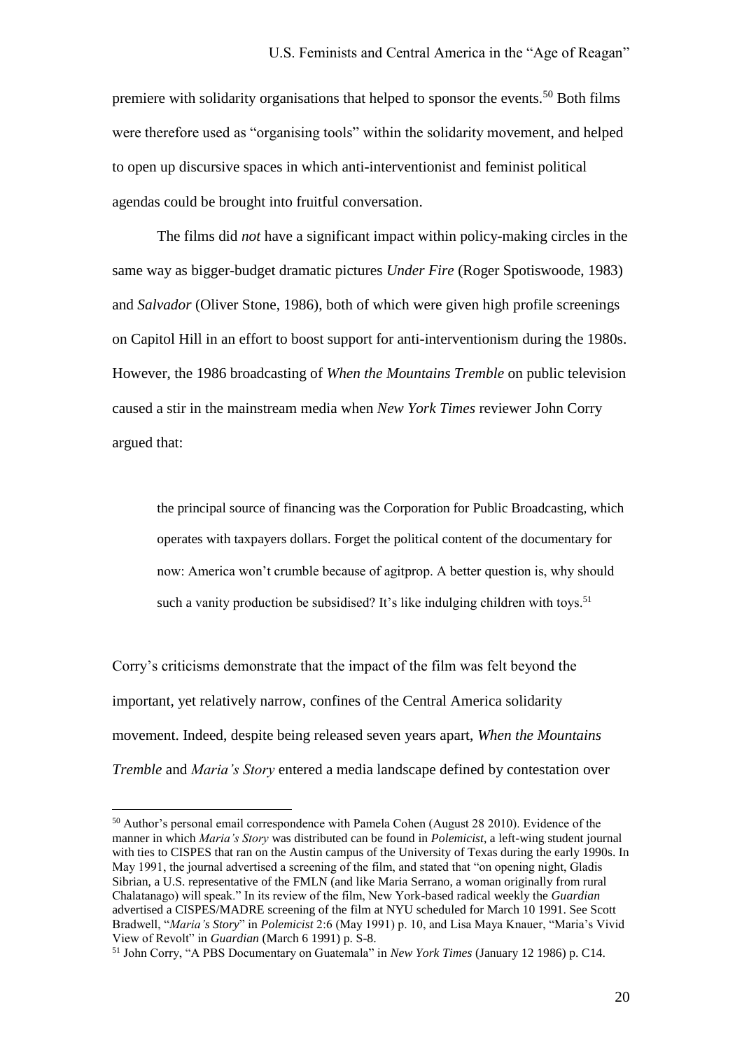premiere with solidarity organisations that helped to sponsor the events.[50] Both films were therefore used as "organising tools" within the solidarity movement, and helped to open up discursive spaces in which anti-interventionist and feminist political agendas could be brought into fruitful conversation.

The films did *not* have a significant impact within policy-making circles in the same way as bigger-budget dramatic pictures *Under Fire* (Roger Spotiswoode, 1983) and *Salvador* (Oliver Stone, 1986), both of which were given high profile screenings on Capitol Hill in an effort to boost support for anti-interventionism during the 1980s. However, the 1986 broadcasting of *When the Mountains Tremble* on public television caused a stir in the mainstream media when *New York Times* reviewer John Corry argued that:

> the principal source of financing was the Corporation for Public Broadcasting, which operates with taxpayers dollars. Forget the political content of the documentary for now: America won't crumble because of agitprop. A better question is, why should such a vanity production be subsidised? It's like indulging children with toys.[51]

Corry's criticisms demonstrate that the impact of the film was felt beyond the important, yet relatively narrow, confines of the Central America solidarity movement. Indeed, despite being released seven years apart, *When the Mountains Tremble* and *Maria's Story* entered a media landscape defined by contestation over

---

[50] Author's personal email correspondence with Pamela Cohen (August 28 2010). Evidence of the manner in which *Maria's Story* was distributed can be found in *Polemicist*, a left-wing student journal with ties to CISPES that ran on the Austin campus of the University of Texas during the early 1990s. In May 1991, the journal advertised a screening of the film, and stated that "on opening night, Gladis Sibrian, a U.S. representative of the FMLN (and like Maria Serrano, a woman originally from rural Chalatanago) will speak." In its review of the film, New York-based radical weekly the *Guardian* advertised a CISPES/MADRE screening of the film at NYU scheduled for March 10 1991. See Scott Bradwell, "*Maria's Story*" in *Polemicist* 2:6 (May 1991) p. 10, and Lisa Maya Knauer, "Maria's Vivid View of Revolt" in *Guardian* (March 6 1991) p. S-8.

[51] John Corry, "A PBS Documentary on Guatemala" in *New York Times* (January 12 1986) p. C14.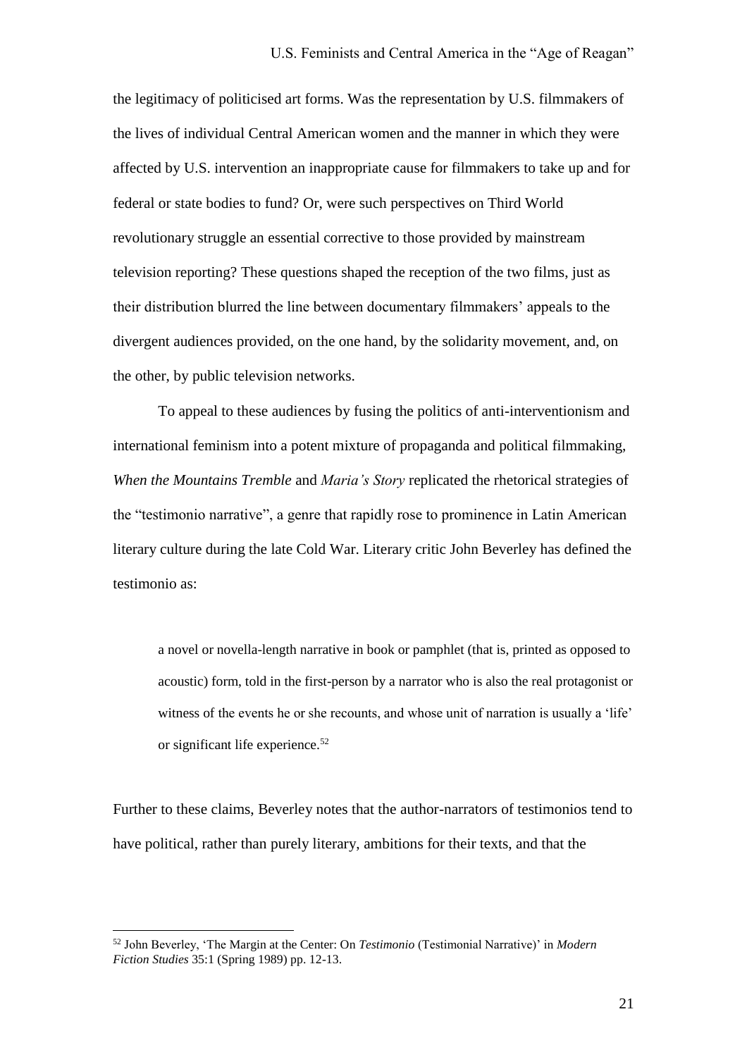the legitimacy of politicised art forms. Was the representation by U.S. filmmakers of the lives of individual Central American women and the manner in which they were affected by U.S. intervention an inappropriate cause for filmmakers to take up and for federal or state bodies to fund? Or, were such perspectives on Third World revolutionary struggle an essential corrective to those provided by mainstream television reporting? These questions shaped the reception of the two films, just as their distribution blurred the line between documentary filmmakers' appeals to the divergent audiences provided, on the one hand, by the solidarity movement, and, on the other, by public television networks.

To appeal to these audiences by fusing the politics of anti-interventionism and international feminism into a potent mixture of propaganda and political filmmaking, *When the Mountains Tremble* and *Maria's Story* replicated the rhetorical strategies of the "testimonio narrative", a genre that rapidly rose to prominence in Latin American literary culture during the late Cold War. Literary critic John Beverley has defined the testimonio as:

> a novel or novella-length narrative in book or pamphlet (that is, printed as opposed to acoustic) form, told in the first-person by a narrator who is also the real protagonist or witness of the events he or she recounts, and whose unit of narration is usually a 'life' or significant life experience.[52]

Further to these claims, Beverley notes that the author-narrators of testimonios tend to have political, rather than purely literary, ambitions for their texts, and that the

[52] John Beverley, 'The Margin at the Center: On *Testimonio* (Testimonial Narrative)' in *Modern Fiction Studies* 35:1 (Spring 1989) pp. 12-13.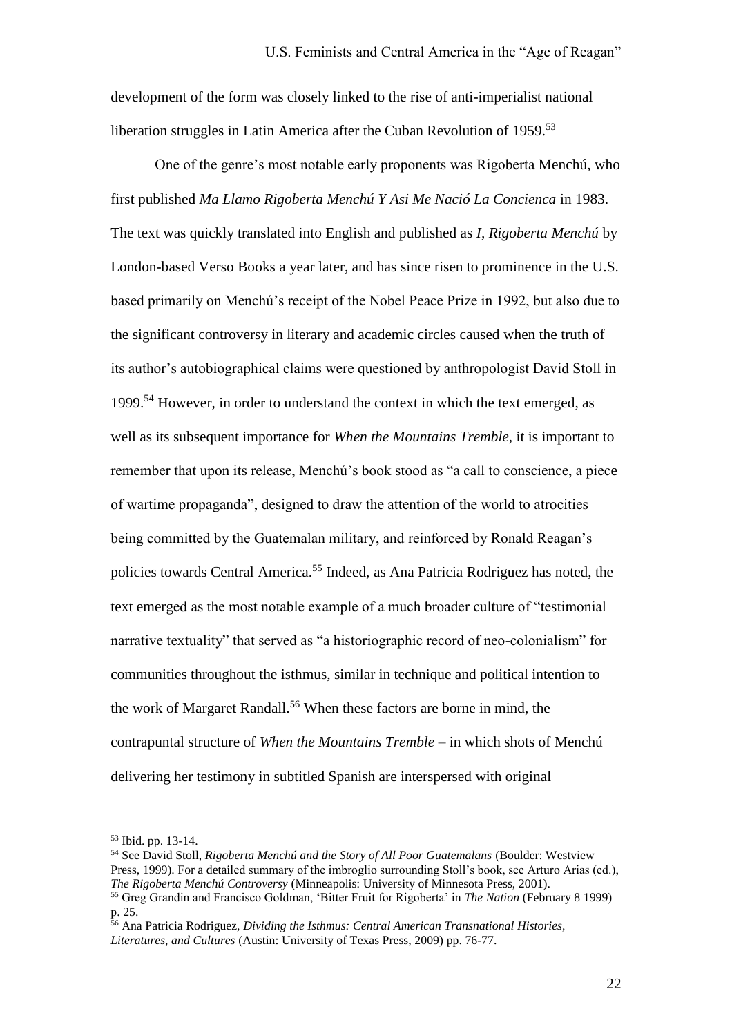development of the form was closely linked to the rise of anti-imperialist national liberation struggles in Latin America after the Cuban Revolution of 1959.[53]

One of the genre's most notable early proponents was Rigoberta Menchú, who first published *Ma Llamo Rigoberta Menchú Y Asi Me Nació La Concienca* in 1983. The text was quickly translated into English and published as *I, Rigoberta Menchú* by London-based Verso Books a year later, and has since risen to prominence in the U.S. based primarily on Menchú's receipt of the Nobel Peace Prize in 1992, but also due to the significant controversy in literary and academic circles caused when the truth of its author's autobiographical claims were questioned by anthropologist David Stoll in 1999.[54] However, in order to understand the context in which the text emerged, as well as its subsequent importance for *When the Mountains Tremble*, it is important to remember that upon its release, Menchú's book stood as "a call to conscience, a piece of wartime propaganda", designed to draw the attention of the world to atrocities being committed by the Guatemalan military, and reinforced by Ronald Reagan's policies towards Central America.[55] Indeed, as Ana Patricia Rodriguez has noted, the text emerged as the most notable example of a much broader culture of "testimonial narrative textuality" that served as "a historiographic record of neo-colonialism" for communities throughout the isthmus, similar in technique and political intention to the work of Margaret Randall.[56] When these factors are borne in mind, the contrapuntal structure of *When the Mountains Tremble* – in which shots of Menchú delivering her testimony in subtitled Spanish are interspersed with original

---

[53] Ibid. pp. 13-14.

[54] See David Stoll, *Rigoberta Menchú and the Story of All Poor Guatemalans* (Boulder: Westview Press, 1999). For a detailed summary of the imbroglio surrounding Stoll's book, see Arturo Arias (ed.), *The Rigoberta Menchú Controversy* (Minneapolis: University of Minnesota Press, 2001).

[55] Greg Grandin and Francisco Goldman, 'Bitter Fruit for Rigoberta' in *The Nation* (February 8 1999) p. 25.

[56] Ana Patricia Rodriguez, *Dividing the Isthmus: Central American Transnational Histories, Literatures, and Cultures* (Austin: University of Texas Press, 2009) pp. 76-77.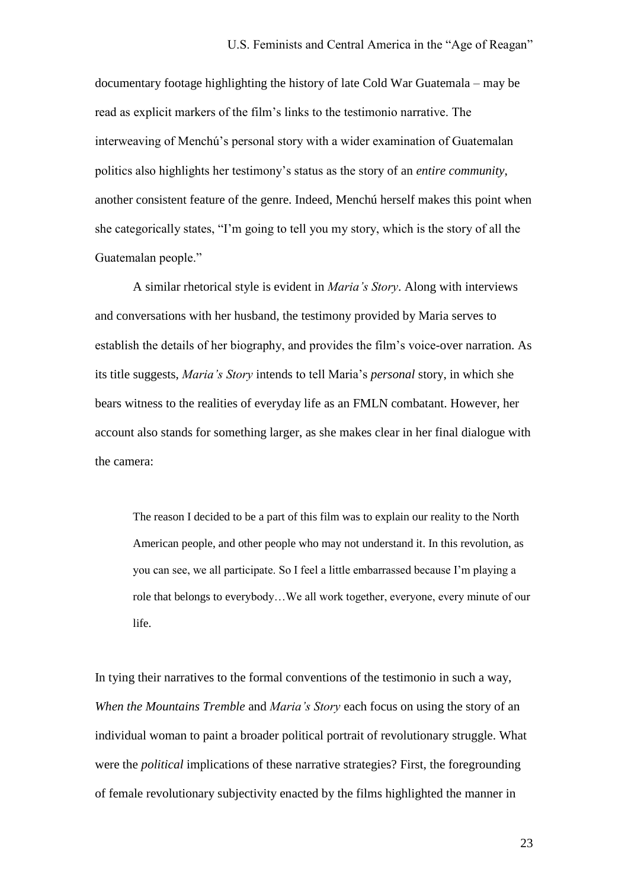documentary footage highlighting the history of late Cold War Guatemala – may be read as explicit markers of the film's links to the testimonio narrative. The interweaving of Menchú's personal story with a wider examination of Guatemalan politics also highlights her testimony's status as the story of an *entire community*, another consistent feature of the genre. Indeed, Menchú herself makes this point when she categorically states, "I'm going to tell you my story, which is the story of all the Guatemalan people."

A similar rhetorical style is evident in *Maria's Story*. Along with interviews and conversations with her husband, the testimony provided by Maria serves to establish the details of her biography, and provides the film's voice-over narration. As its title suggests, *Maria's Story* intends to tell Maria's *personal* story, in which she bears witness to the realities of everyday life as an FMLN combatant. However, her account also stands for something larger, as she makes clear in her final dialogue with the camera:

> The reason I decided to be a part of this film was to explain our reality to the North American people, and other people who may not understand it. In this revolution, as you can see, we all participate. So I feel a little embarrassed because I'm playing a role that belongs to everybody…We all work together, everyone, every minute of our life.

In tying their narratives to the formal conventions of the testimonio in such a way, *When the Mountains Tremble* and *Maria's Story* each focus on using the story of an individual woman to paint a broader political portrait of revolutionary struggle. What were the *political* implications of these narrative strategies? First, the foregrounding of female revolutionary subjectivity enacted by the films highlighted the manner in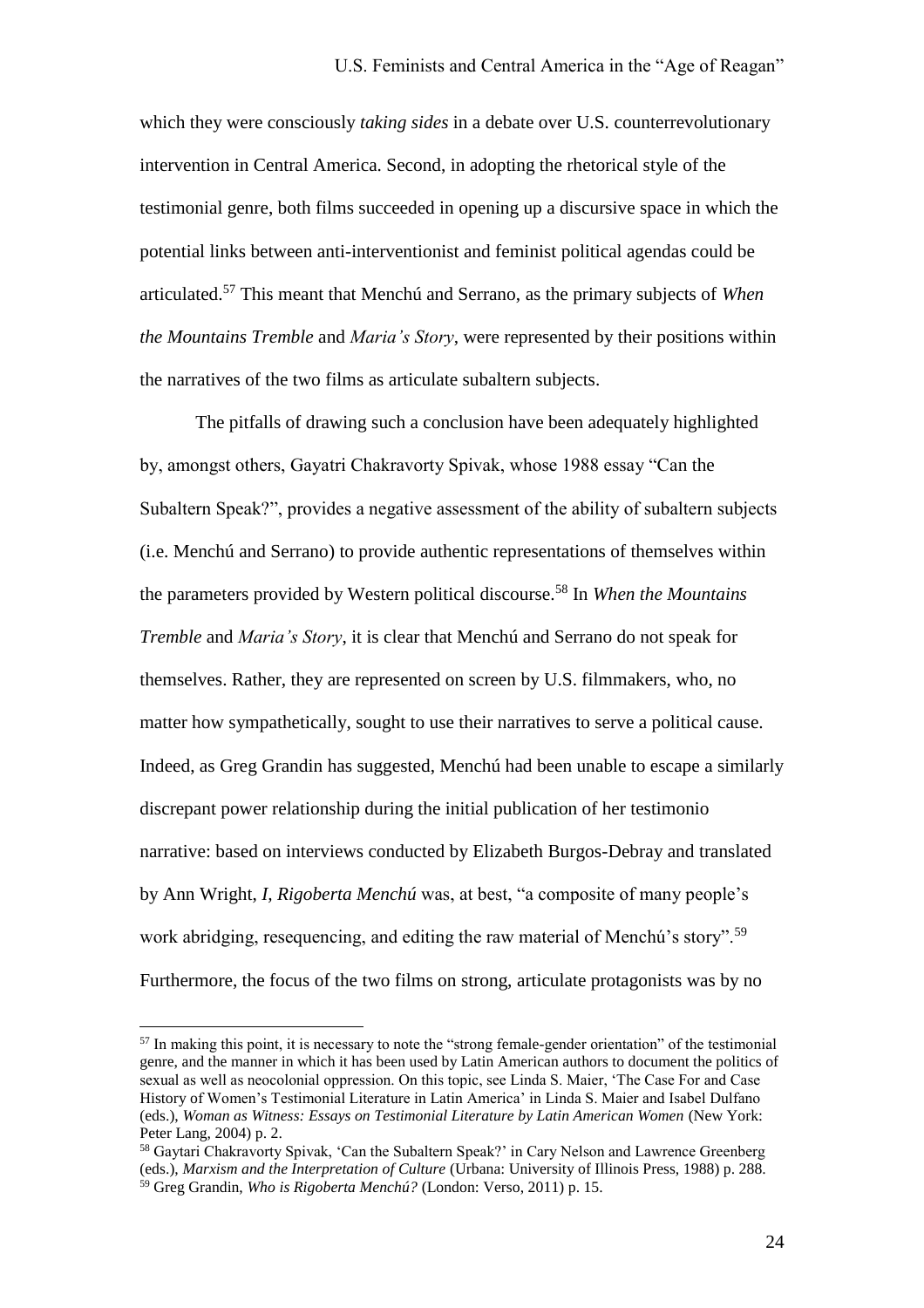which they were consciously *taking sides* in a debate over U.S. counterrevolutionary intervention in Central America. Second, in adopting the rhetorical style of the testimonial genre, both films succeeded in opening up a discursive space in which the potential links between anti-interventionist and feminist political agendas could be articulated.[57] This meant that Menchú and Serrano, as the primary subjects of *When the Mountains Tremble* and *Maria's Story*, were represented by their positions within the narratives of the two films as articulate subaltern subjects.

The pitfalls of drawing such a conclusion have been adequately highlighted by, amongst others, Gayatri Chakravorty Spivak, whose 1988 essay "Can the Subaltern Speak?", provides a negative assessment of the ability of subaltern subjects (i.e. Menchú and Serrano) to provide authentic representations of themselves within the parameters provided by Western political discourse.[58] In *When the Mountains Tremble* and *Maria's Story*, it is clear that Menchú and Serrano do not speak for themselves. Rather, they are represented on screen by U.S. filmmakers, who, no matter how sympathetically, sought to use their narratives to serve a political cause. Indeed, as Greg Grandin has suggested, Menchú had been unable to escape a similarly discrepant power relationship during the initial publication of her testimonio narrative: based on interviews conducted by Elizabeth Burgos-Debray and translated by Ann Wright, *I, Rigoberta Menchú* was, at best, "a composite of many people's work abridging, resequencing, and editing the raw material of Menchú's story".[59] Furthermore, the focus of the two films on strong, articulate protagonists was by no

---

[57] In making this point, it is necessary to note the "strong female-gender orientation" of the testimonial genre, and the manner in which it has been used by Latin American authors to document the politics of sexual as well as neocolonial oppression. On this topic, see Linda S. Maier, 'The Case For and Case History of Women's Testimonial Literature in Latin America' in Linda S. Maier and Isabel Dulfano (eds.), *Woman as Witness: Essays on Testimonial Literature by Latin American Women* (New York: Peter Lang, 2004) p. 2.

[58] Gaytari Chakravorty Spivak, 'Can the Subaltern Speak?' in Cary Nelson and Lawrence Greenberg (eds.), *Marxism and the Interpretation of Culture* (Urbana: University of Illinois Press, 1988) p. 288.

[59] Greg Grandin, *Who is Rigoberta Menchú?* (London: Verso, 2011) p. 15.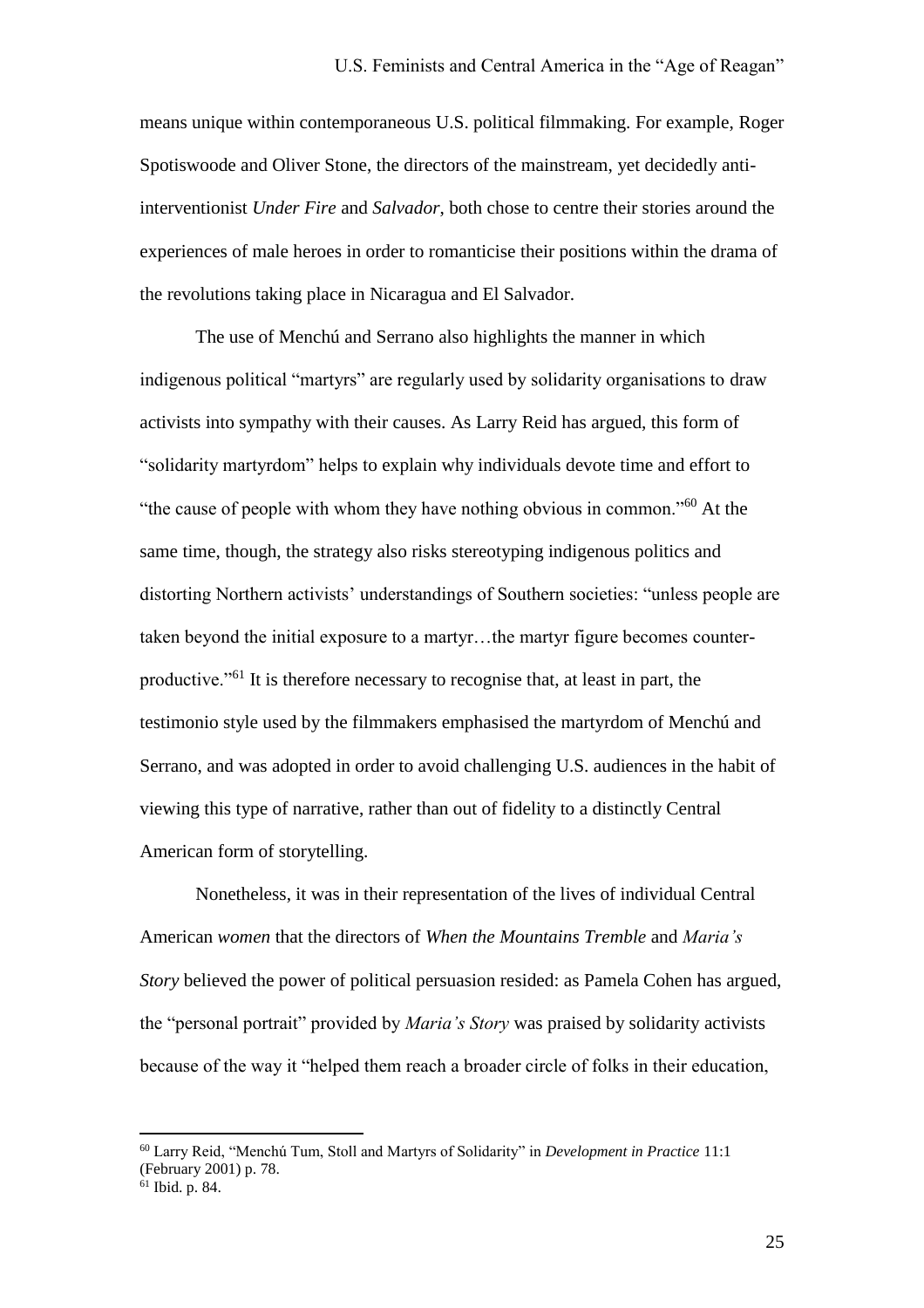means unique within contemporaneous U.S. political filmmaking. For example, Roger Spotiswoode and Oliver Stone, the directors of the mainstream, yet decidedly anti-interventionist *Under Fire* and *Salvador*, both chose to centre their stories around the experiences of male heroes in order to romanticise their positions within the drama of the revolutions taking place in Nicaragua and El Salvador.

The use of Menchú and Serrano also highlights the manner in which indigenous political "martyrs" are regularly used by solidarity organisations to draw activists into sympathy with their causes. As Larry Reid has argued, this form of "solidarity martyrdom" helps to explain why individuals devote time and effort to "the cause of people with whom they have nothing obvious in common."[60] At the same time, though, the strategy also risks stereotyping indigenous politics and distorting Northern activists' understandings of Southern societies: "unless people are taken beyond the initial exposure to a martyr…the martyr figure becomes counter-productive."[61] It is therefore necessary to recognise that, at least in part, the testimonio style used by the filmmakers emphasised the martyrdom of Menchú and Serrano, and was adopted in order to avoid challenging U.S. audiences in the habit of viewing this type of narrative, rather than out of fidelity to a distinctly Central American form of storytelling.

Nonetheless, it was in their representation of the lives of individual Central American *women* that the directors of *When the Mountains Tremble* and *Maria's Story* believed the power of political persuasion resided: as Pamela Cohen has argued, the "personal portrait" provided by *Maria's Story* was praised by solidarity activists because of the way it "helped them reach a broader circle of folks in their education,

---

[60] Larry Reid, "Menchú Tum, Stoll and Martyrs of Solidarity" in *Development in Practice* 11:1 (February 2001) p. 78.

[61] Ibid. p. 84.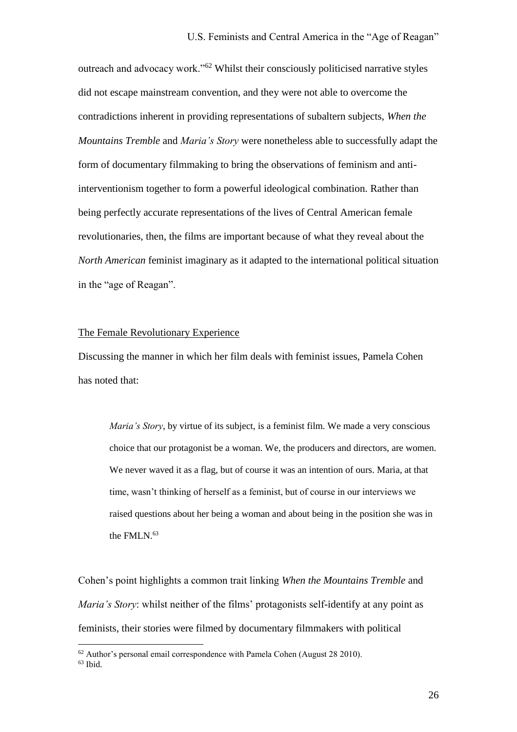outreach and advocacy work."[62] Whilst their consciously politicised narrative styles did not escape mainstream convention, and they were not able to overcome the contradictions inherent in providing representations of subaltern subjects, *When the Mountains Tremble* and *Maria's Story* were nonetheless able to successfully adapt the form of documentary filmmaking to bring the observations of feminism and anti-interventionism together to form a powerful ideological combination. Rather than being perfectly accurate representations of the lives of Central American female revolutionaries, then, the films are important because of what they reveal about the *North American* feminist imaginary as it adapted to the international political situation in the "age of Reagan".

<u>The Female Revolutionary Experience</u>

Discussing the manner in which her film deals with feminist issues, Pamela Cohen has noted that:

> *Maria's Story*, by virtue of its subject, is a feminist film. We made a very conscious choice that our protagonist be a woman. We, the producers and directors, are women. We never waved it as a flag, but of course it was an intention of ours. Maria, at that time, wasn't thinking of herself as a feminist, but of course in our interviews we raised questions about her being a woman and about being in the position she was in the FMLN.[63]

Cohen's point highlights a common trait linking *When the Mountains Tremble* and *Maria's Story*: whilst neither of the films' protagonists self-identify at any point as feminists, their stories were filmed by documentary filmmakers with political

[62] Author's personal email correspondence with Pamela Cohen (August 28 2010).

[63] Ibid.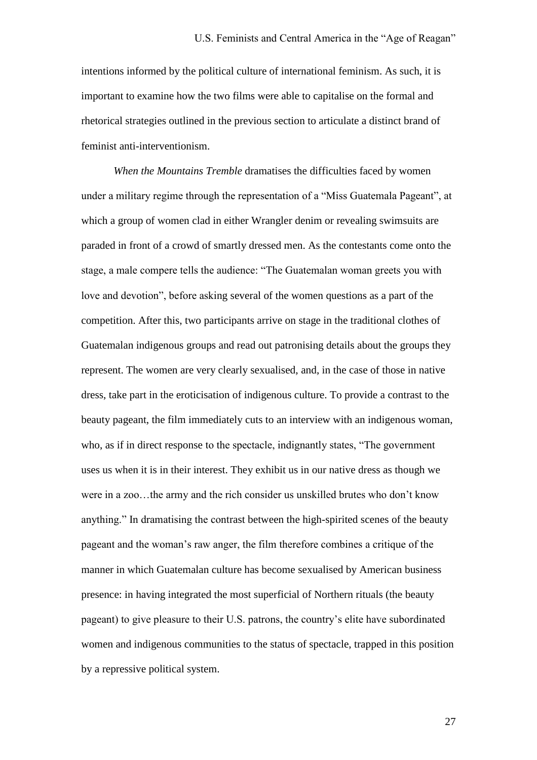intentions informed by the political culture of international feminism. As such, it is important to examine how the two films were able to capitalise on the formal and rhetorical strategies outlined in the previous section to articulate a distinct brand of feminist anti-interventionism.

*When the Mountains Tremble* dramatises the difficulties faced by women under a military regime through the representation of a "Miss Guatemala Pageant", at which a group of women clad in either Wrangler denim or revealing swimsuits are paraded in front of a crowd of smartly dressed men. As the contestants come onto the stage, a male compere tells the audience: "The Guatemalan woman greets you with love and devotion", before asking several of the women questions as a part of the competition. After this, two participants arrive on stage in the traditional clothes of Guatemalan indigenous groups and read out patronising details about the groups they represent. The women are very clearly sexualised, and, in the case of those in native dress, take part in the eroticisation of indigenous culture. To provide a contrast to the beauty pageant, the film immediately cuts to an interview with an indigenous woman, who, as if in direct response to the spectacle, indignantly states, "The government uses us when it is in their interest. They exhibit us in our native dress as though we were in a zoo…the army and the rich consider us unskilled brutes who don't know anything." In dramatising the contrast between the high-spirited scenes of the beauty pageant and the woman's raw anger, the film therefore combines a critique of the manner in which Guatemalan culture has become sexualised by American business presence: in having integrated the most superficial of Northern rituals (the beauty pageant) to give pleasure to their U.S. patrons, the country's elite have subordinated women and indigenous communities to the status of spectacle, trapped in this position by a repressive political system.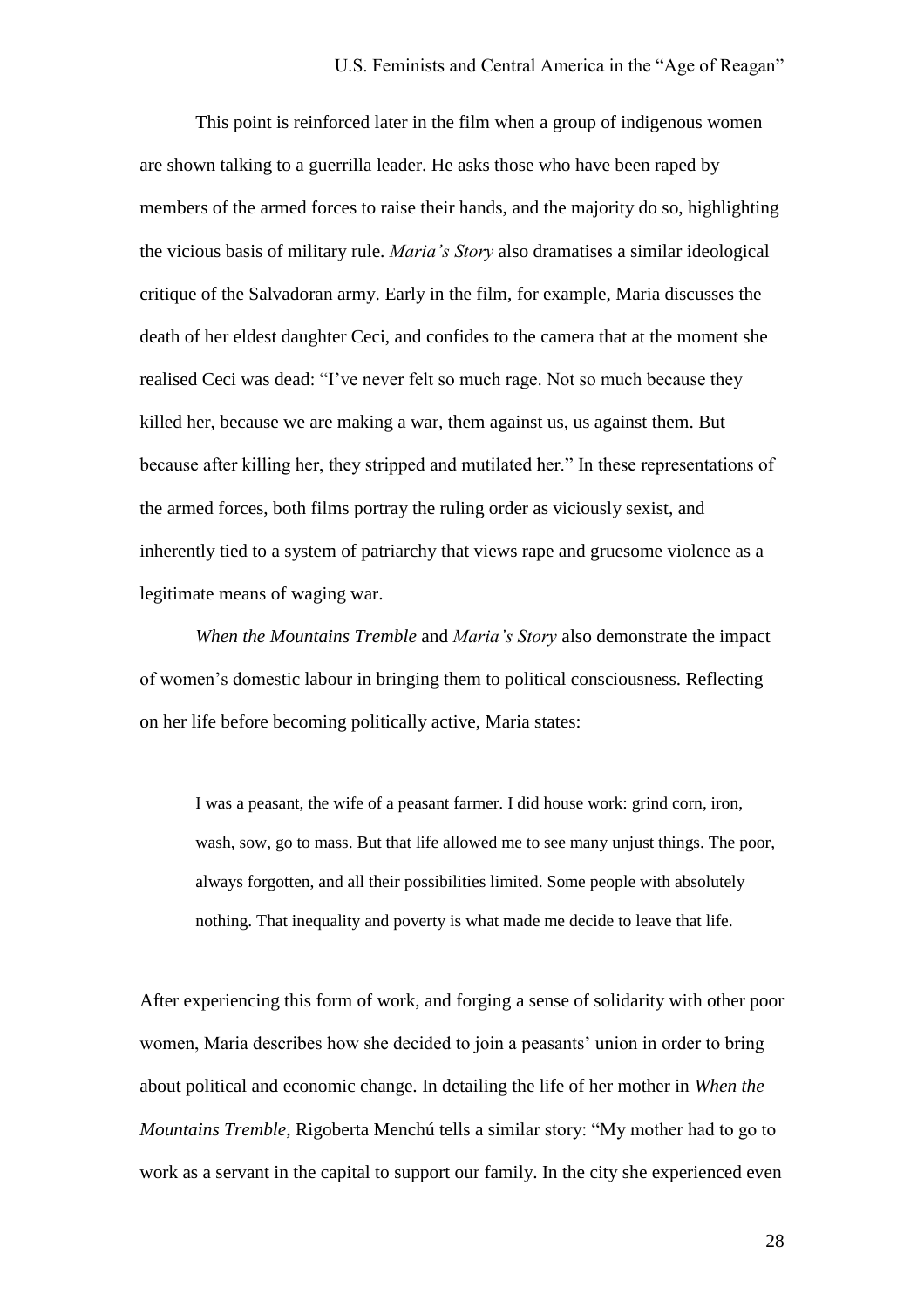This point is reinforced later in the film when a group of indigenous women are shown talking to a guerrilla leader. He asks those who have been raped by members of the armed forces to raise their hands, and the majority do so, highlighting the vicious basis of military rule. *Maria's Story* also dramatises a similar ideological critique of the Salvadoran army. Early in the film, for example, Maria discusses the death of her eldest daughter Ceci, and confides to the camera that at the moment she realised Ceci was dead: "I've never felt so much rage. Not so much because they killed her, because we are making a war, them against us, us against them. But because after killing her, they stripped and mutilated her." In these representations of the armed forces, both films portray the ruling order as viciously sexist, and inherently tied to a system of patriarchy that views rape and gruesome violence as a legitimate means of waging war.

*When the Mountains Tremble* and *Maria's Story* also demonstrate the impact of women's domestic labour in bringing them to political consciousness. Reflecting on her life before becoming politically active, Maria states:

> I was a peasant, the wife of a peasant farmer. I did house work: grind corn, iron, wash, sow, go to mass. But that life allowed me to see many unjust things. The poor, always forgotten, and all their possibilities limited. Some people with absolutely nothing. That inequality and poverty is what made me decide to leave that life.

After experiencing this form of work, and forging a sense of solidarity with other poor women, Maria describes how she decided to join a peasants' union in order to bring about political and economic change. In detailing the life of her mother in *When the Mountains Tremble*, Rigoberta Menchú tells a similar story: "My mother had to go to work as a servant in the capital to support our family. In the city she experienced even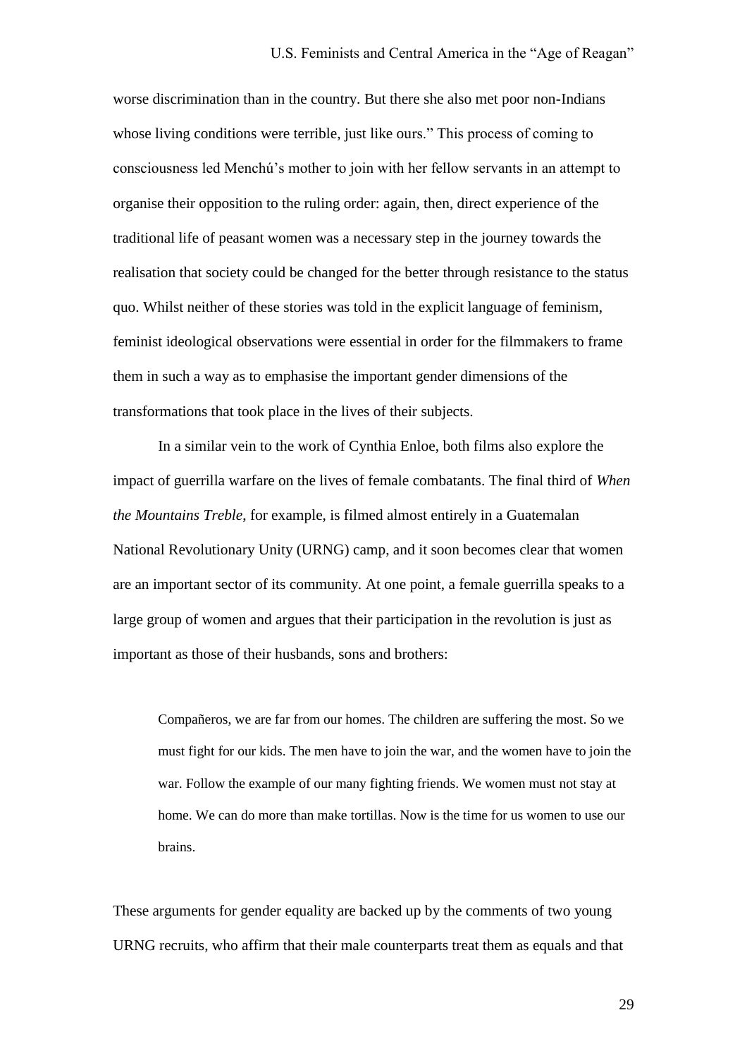worse discrimination than in the country. But there she also met poor non-Indians whose living conditions were terrible, just like ours." This process of coming to consciousness led Menchú's mother to join with her fellow servants in an attempt to organise their opposition to the ruling order: again, then, direct experience of the traditional life of peasant women was a necessary step in the journey towards the realisation that society could be changed for the better through resistance to the status quo. Whilst neither of these stories was told in the explicit language of feminism, feminist ideological observations were essential in order for the filmmakers to frame them in such a way as to emphasise the important gender dimensions of the transformations that took place in the lives of their subjects.

In a similar vein to the work of Cynthia Enloe, both films also explore the impact of guerrilla warfare on the lives of female combatants. The final third of *When the Mountains Treble*, for example, is filmed almost entirely in a Guatemalan National Revolutionary Unity (URNG) camp, and it soon becomes clear that women are an important sector of its community. At one point, a female guerrilla speaks to a large group of women and argues that their participation in the revolution is just as important as those of their husbands, sons and brothers:

> Compañeros, we are far from our homes. The children are suffering the most. So we must fight for our kids. The men have to join the war, and the women have to join the war. Follow the example of our many fighting friends. We women must not stay at home. We can do more than make tortillas. Now is the time for us women to use our brains.

These arguments for gender equality are backed up by the comments of two young URNG recruits, who affirm that their male counterparts treat them as equals and that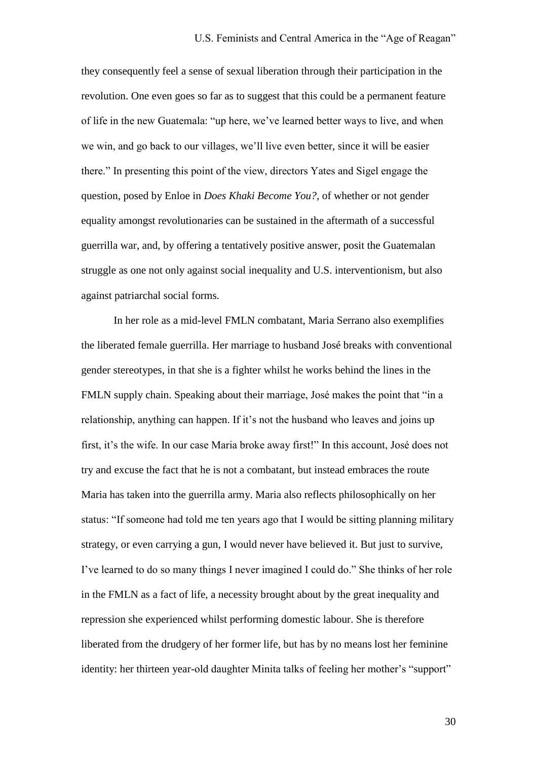they consequently feel a sense of sexual liberation through their participation in the revolution. One even goes so far as to suggest that this could be a permanent feature of life in the new Guatemala: "up here, we've learned better ways to live, and when we win, and go back to our villages, we'll live even better, since it will be easier there." In presenting this point of the view, directors Yates and Sigel engage the question, posed by Enloe in *Does Khaki Become You?*, of whether or not gender equality amongst revolutionaries can be sustained in the aftermath of a successful guerrilla war, and, by offering a tentatively positive answer, posit the Guatemalan struggle as one not only against social inequality and U.S. interventionism, but also against patriarchal social forms.

In her role as a mid-level FMLN combatant, Maria Serrano also exemplifies the liberated female guerrilla. Her marriage to husband José breaks with conventional gender stereotypes, in that she is a fighter whilst he works behind the lines in the FMLN supply chain. Speaking about their marriage, José makes the point that "in a relationship, anything can happen. If it's not the husband who leaves and joins up first, it's the wife. In our case Maria broke away first!" In this account, José does not try and excuse the fact that he is not a combatant, but instead embraces the route Maria has taken into the guerrilla army. Maria also reflects philosophically on her status: "If someone had told me ten years ago that I would be sitting planning military strategy, or even carrying a gun, I would never have believed it. But just to survive, I've learned to do so many things I never imagined I could do." She thinks of her role in the FMLN as a fact of life, a necessity brought about by the great inequality and repression she experienced whilst performing domestic labour. She is therefore liberated from the drudgery of her former life, but has by no means lost her feminine identity: her thirteen year-old daughter Minita talks of feeling her mother's "support"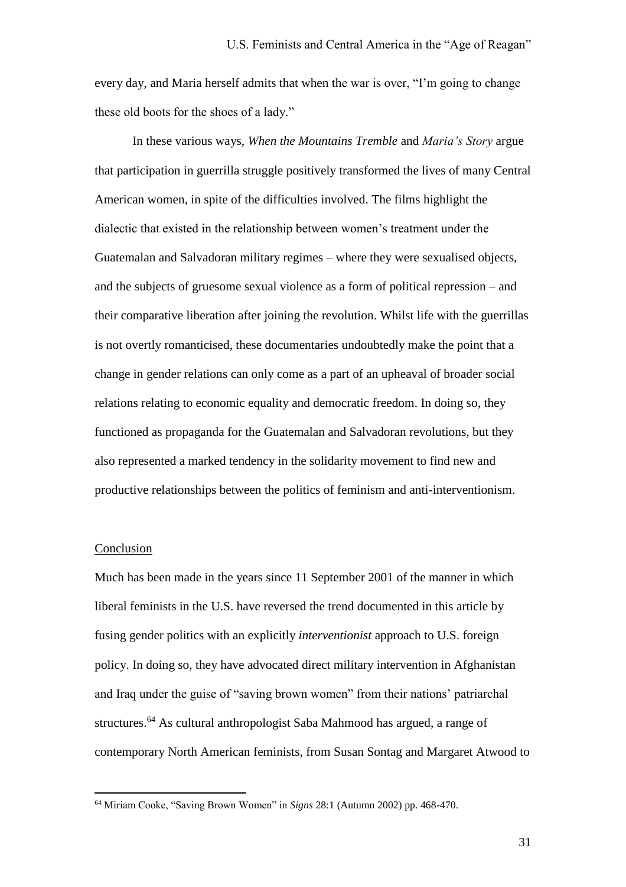every day, and Maria herself admits that when the war is over, "I'm going to change these old boots for the shoes of a lady."

In these various ways, *When the Mountains Tremble* and *Maria's Story* argue that participation in guerrilla struggle positively transformed the lives of many Central American women, in spite of the difficulties involved. The films highlight the dialectic that existed in the relationship between women's treatment under the Guatemalan and Salvadoran military regimes – where they were sexualised objects, and the subjects of gruesome sexual violence as a form of political repression – and their comparative liberation after joining the revolution. Whilst life with the guerrillas is not overtly romanticised, these documentaries undoubtedly make the point that a change in gender relations can only come as a part of an upheaval of broader social relations relating to economic equality and democratic freedom. In doing so, they functioned as propaganda for the Guatemalan and Salvadoran revolutions, but they also represented a marked tendency in the solidarity movement to find new and productive relationships between the politics of feminism and anti-interventionism.

## Conclusion

Much has been made in the years since 11 September 2001 of the manner in which liberal feminists in the U.S. have reversed the trend documented in this article by fusing gender politics with an explicitly *interventionist* approach to U.S. foreign policy. In doing so, they have advocated direct military intervention in Afghanistan and Iraq under the guise of "saving brown women" from their nations' patriarchal structures.[64] As cultural anthropologist Saba Mahmood has argued, a range of contemporary North American feminists, from Susan Sontag and Margaret Atwood to

[64] Miriam Cooke, "Saving Brown Women" in *Signs* 28:1 (Autumn 2002) pp. 468-470.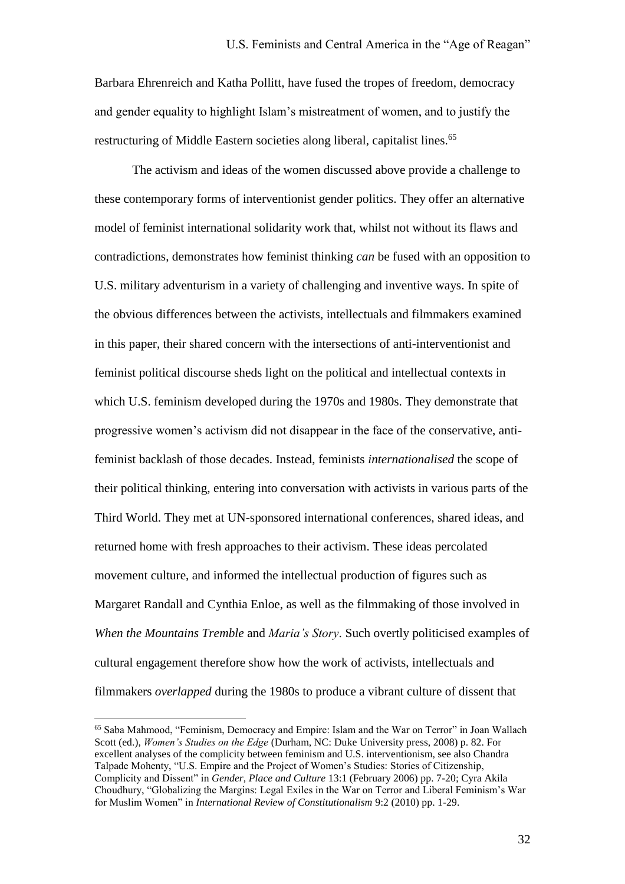Barbara Ehrenreich and Katha Pollitt, have fused the tropes of freedom, democracy and gender equality to highlight Islam's mistreatment of women, and to justify the restructuring of Middle Eastern societies along liberal, capitalist lines.[65]

The activism and ideas of the women discussed above provide a challenge to these contemporary forms of interventionist gender politics. They offer an alternative model of feminist international solidarity work that, whilst not without its flaws and contradictions, demonstrates how feminist thinking *can* be fused with an opposition to U.S. military adventurism in a variety of challenging and inventive ways. In spite of the obvious differences between the activists, intellectuals and filmmakers examined in this paper, their shared concern with the intersections of anti-interventionist and feminist political discourse sheds light on the political and intellectual contexts in which U.S. feminism developed during the 1970s and 1980s. They demonstrate that progressive women's activism did not disappear in the face of the conservative, anti-feminist backlash of those decades. Instead, feminists *internationalised* the scope of their political thinking, entering into conversation with activists in various parts of the Third World. They met at UN-sponsored international conferences, shared ideas, and returned home with fresh approaches to their activism. These ideas percolated movement culture, and informed the intellectual production of figures such as Margaret Randall and Cynthia Enloe, as well as the filmmaking of those involved in *When the Mountains Tremble* and *Maria's Story*. Such overtly politicised examples of cultural engagement therefore show how the work of activists, intellectuals and filmmakers *overlapped* during the 1980s to produce a vibrant culture of dissent that

---

[65] Saba Mahmood, "Feminism, Democracy and Empire: Islam and the War on Terror" in Joan Wallach Scott (ed.), *Women's Studies on the Edge* (Durham, NC: Duke University press, 2008) p. 82. For excellent analyses of the complicity between feminism and U.S. interventionism, see also Chandra Talpade Mohenty, "U.S. Empire and the Project of Women's Studies: Stories of Citizenship, Complicity and Dissent" in *Gender, Place and Culture* 13:1 (February 2006) pp. 7-20; Cyra Akila Choudhury, "Globalizing the Margins: Legal Exiles in the War on Terror and Liberal Feminism's War for Muslim Women" in *International Review of Constitutionalism* 9:2 (2010) pp. 1-29.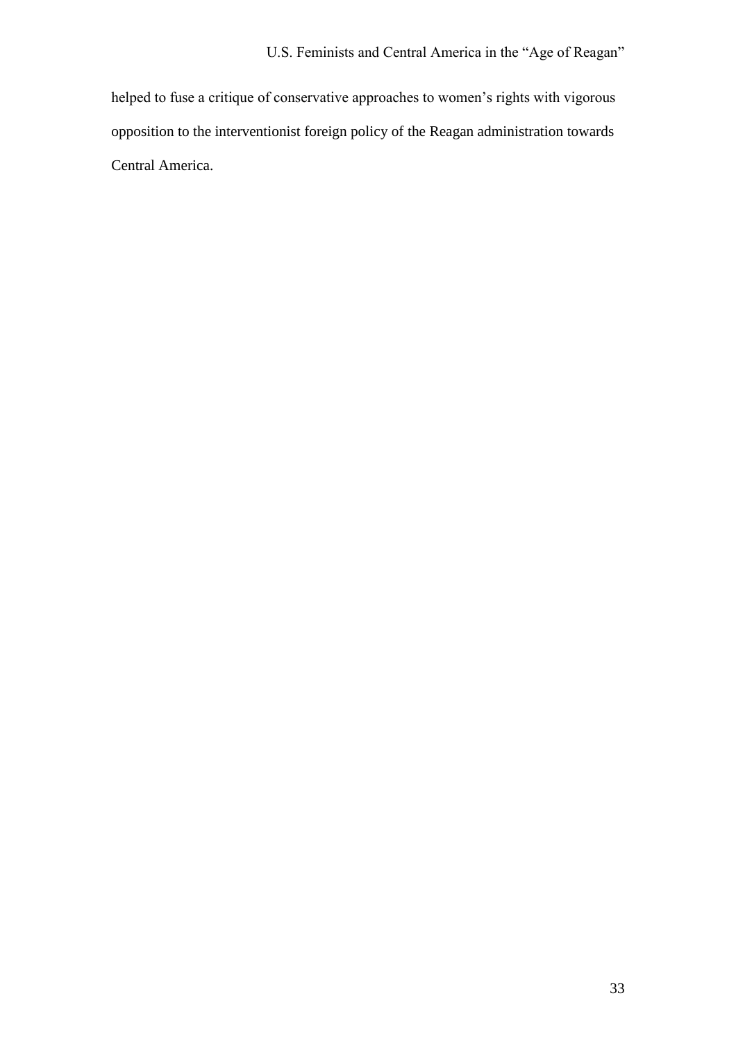helped to fuse a critique of conservative approaches to women's rights with vigorous opposition to the interventionist foreign policy of the Reagan administration towards Central America.